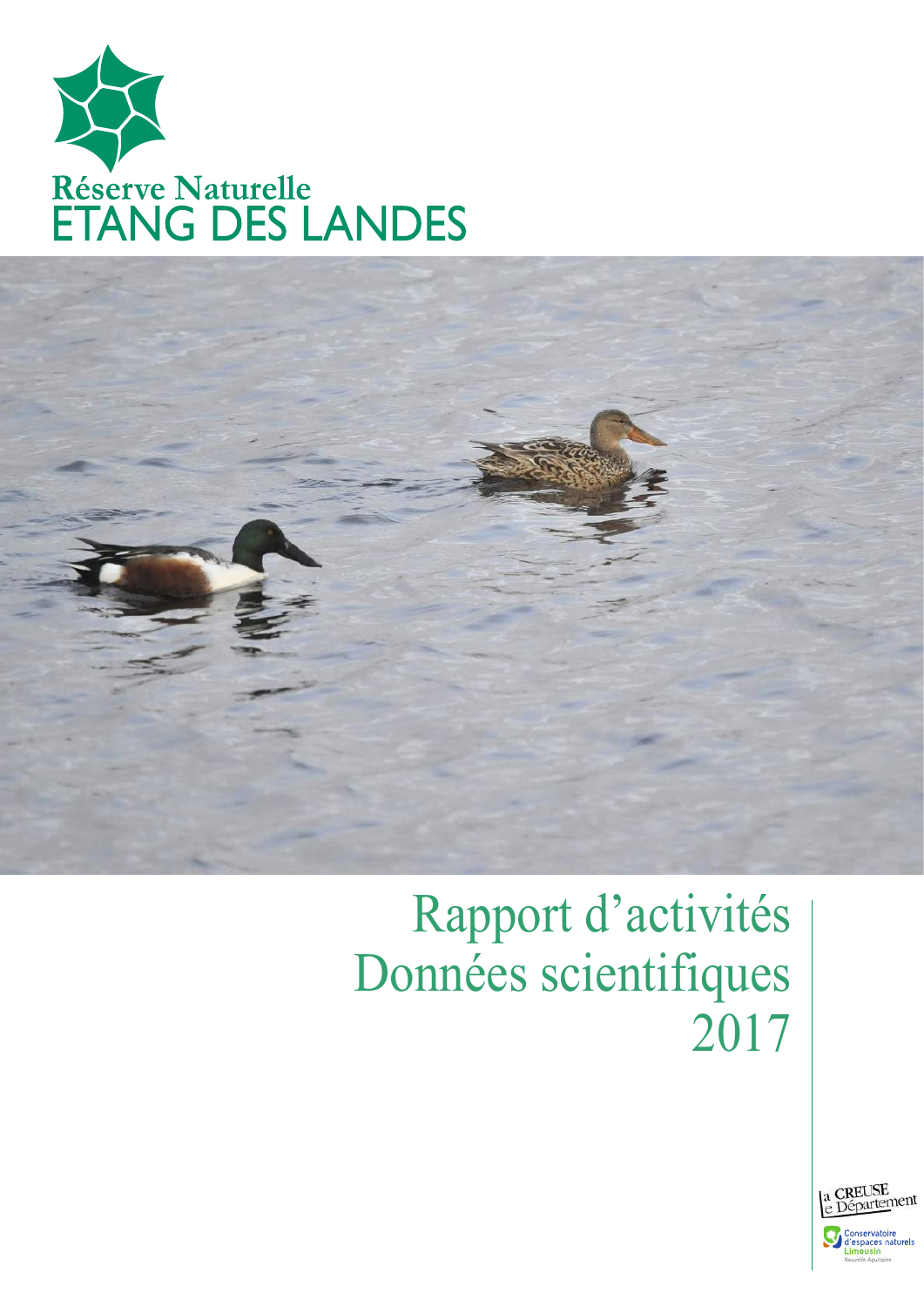Réserve Naturelle
ETANG DES LANDES

# Rapport d'activités
# Données scientifiques
# 2017

la CREUSE
le Département

Conservatoire d'espaces naturels
Limousin
Nouvelle-Aquitaine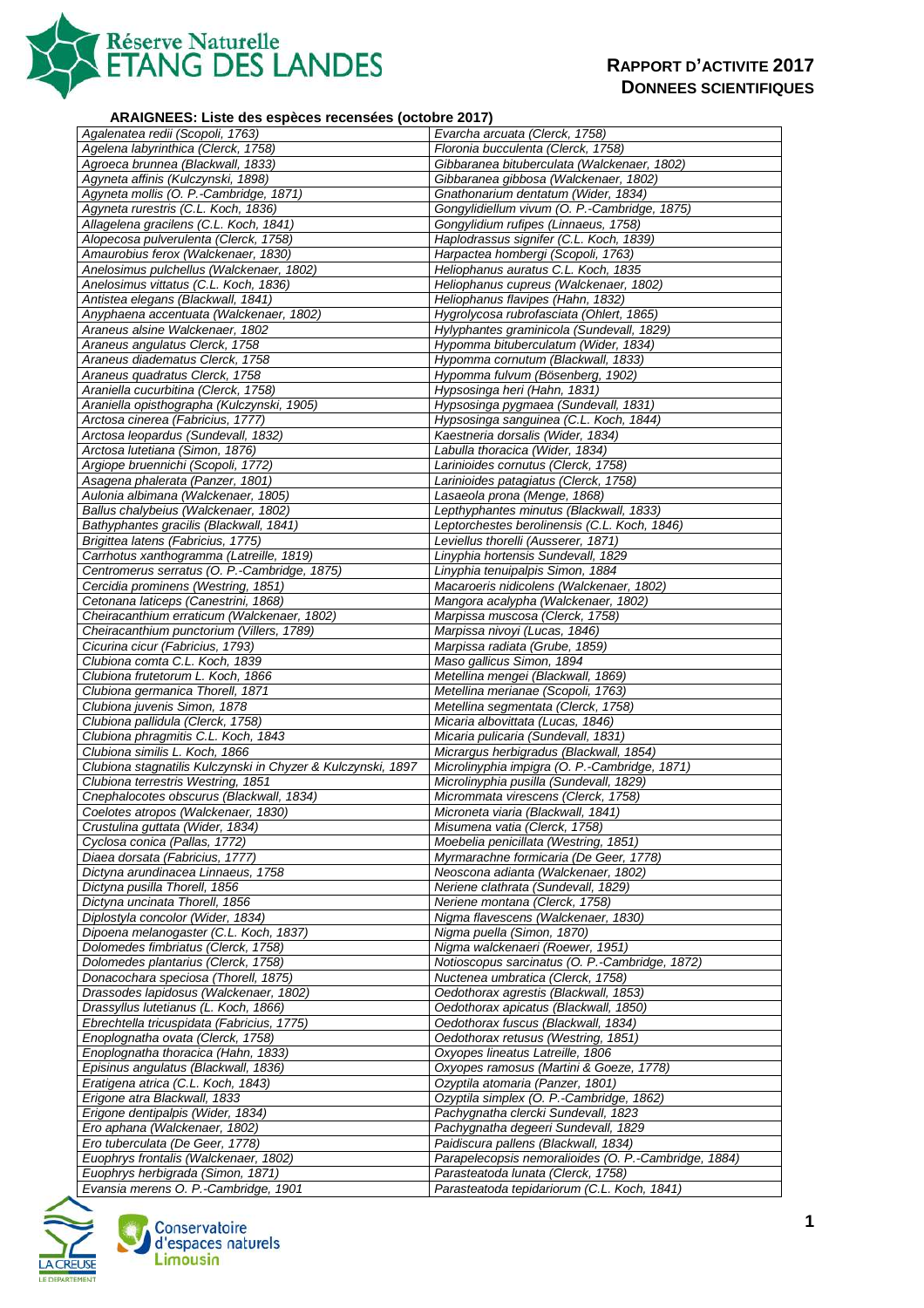## ARAIGNEES: Liste des espèces recensées (octobre 2017)

| | |
|---|---|
| *Agalenatea redii (Scopoli, 1763)* | *Evarcha arcuata (Clerck, 1758)* |
| *Agelena labyrinthica (Clerck, 1758)* | *Floronia bucculenta (Clerck, 1758)* |
| *Agroeca brunnea (Blackwall, 1833)* | *Gibbaranea bituberculata (Walckenaer, 1802)* |
| *Agyneta affinis (Kulczynski, 1898)* | *Gibbaranea gibbosa (Walckenaer, 1802)* |
| *Agyneta mollis (O. P.-Cambridge, 1871)* | *Gnathonarium dentatum (Wider, 1834)* |
| *Agyneta rurestris (C.L. Koch, 1836)* | *Gongylidiellum vivum (O. P.-Cambridge, 1875)* |
| *Allagelena gracilens (C.L. Koch, 1841)* | *Gongylidium rufipes (Linnaeus, 1758)* |
| *Alopecosa pulverulenta (Clerck, 1758)* | *Haplodrassus signifer (C.L. Koch, 1839)* |
| *Amaurobius ferox (Walckenaer, 1830)* | *Harpactea hombergi (Scopoli, 1763)* |
| *Anelosimus pulchellus (Walckenaer, 1802)* | *Heliophanus auratus C.L. Koch, 1835* |
| *Anelosimus vittatus (C.L. Koch, 1836)* | *Heliophanus cupreus (Walckenaer, 1802)* |
| *Antistea elegans (Blackwall, 1841)* | *Heliophanus flavipes (Hahn, 1832)* |
| *Anyphaena accentuata (Walckenaer, 1802)* | *Hygrolycosa rubrofasciata (Ohlert, 1865)* |
| *Araneus alsine Walckenaer, 1802* | *Hylyphantes graminicola (Sundevall, 1829)* |
| *Araneus angulatus Clerck, 1758* | *Hypomma bituberculatum (Wider, 1834)* |
| *Araneus diadematus Clerck, 1758* | *Hypomma cornutum (Blackwall, 1833)* |
| *Araneus quadratus Clerck, 1758* | *Hypomma fulvum (Bösenberg, 1902)* |
| *Araniella cucurbitina (Clerck, 1758)* | *Hypsosinga heri (Hahn, 1831)* |
| *Araniella opisthographa (Kulczynski, 1905)* | *Hypsosinga pygmaea (Sundevall, 1831)* |
| *Arctosa cinerea (Fabricius, 1777)* | *Hypsosinga sanguinea (C.L. Koch, 1844)* |
| *Arctosa leopardus (Sundevall, 1832)* | *Kaestneria dorsalis (Wider, 1834)* |
| *Arctosa lutetiana (Simon, 1876)* | *Labulla thoracica (Wider, 1834)* |
| *Argiope bruennichi (Scopoli, 1772)* | *Larinioides cornutus (Clerck, 1758)* |
| *Asagena phalerata (Panzer, 1801)* | *Larinioides patagiatus (Clerck, 1758)* |
| *Aulonia albimana (Walckenaer, 1805)* | *Lasaeola prona (Menge, 1868)* |
| *Ballus chalybeius (Walckenaer, 1802)* | *Lepthyphantes minutus (Blackwall, 1833)* |
| *Bathyphantes gracilis (Blackwall, 1841)* | *Leptorchestes berolinensis (C.L. Koch, 1846)* |
| *Brigittea latens (Fabricius, 1775)* | *Leviellus thorelli (Ausserer, 1871)* |
| *Carrhotus xanthogramma (Latreille, 1819)* | *Linyphia hortensis Sundevall, 1829* |
| *Centromerus serratus (O. P.-Cambridge, 1875)* | *Linyphia tenuipalpis Simon, 1884* |
| *Cercidia prominens (Westring, 1851)* | *Macaroeris nidicolens (Walckenaer, 1802)* |
| *Cetonana laticeps (Canestrini, 1868)* | *Mangora acalypha (Walckenaer, 1802)* |
| *Cheiracanthium erraticum (Walckenaer, 1802)* | *Marpissa muscosa (Clerck, 1758)* |
| *Cheiracanthium punctorium (Villers, 1789)* | *Marpissa nivoyi (Lucas, 1846)* |
| *Cicurina cicur (Fabricius, 1793)* | *Marpissa radiata (Grube, 1859)* |
| *Clubiona comta C.L. Koch, 1839* | *Maso gallicus Simon, 1894* |
| *Clubiona frutetorum L. Koch, 1866* | *Metellina mengei (Blackwall, 1869)* |
| *Clubiona germanica Thorell, 1871* | *Metellina merianae (Scopoli, 1763)* |
| *Clubiona juvenis Simon, 1878* | *Metellina segmentata (Clerck, 1758)* |
| *Clubiona pallidula (Clerck, 1758)* | *Micaria albovittata (Lucas, 1846)* |
| *Clubiona phragmitis C.L. Koch, 1843* | *Micaria pulicaria (Sundevall, 1831)* |
| *Clubiona similis L. Koch, 1866* | *Micrargus herbigradus (Blackwall, 1854)* |
| *Clubiona stagnatilis Kulczynski in Chyzer & Kulczynski, 1897* | *Microlinyphia impigra (O. P.-Cambridge, 1871)* |
| *Clubiona terrestris Westring, 1851* | *Microlinyphia pusilla (Sundevall, 1829)* |
| *Cnephalocotes obscurus (Blackwall, 1834)* | *Micrommata virescens (Clerck, 1758)* |
| *Coelotes atropos (Walckenaer, 1830)* | *Microneta viaria (Blackwall, 1841)* |
| *Crustulina guttata (Wider, 1834)* | *Misumena vatia (Clerck, 1758)* |
| *Cyclosa conica (Pallas, 1772)* | *Moebelia penicillata (Westring, 1851)* |
| *Diaea dorsata (Fabricius, 1777)* | *Myrmarachne formicaria (De Geer, 1778)* |
| *Dictyna arundinacea Linnaeus, 1758* | *Neoscona adianta (Walckenaer, 1802)* |
| *Dictyna pusilla Thorell, 1856* | *Neriene clathrata (Sundevall, 1829)* |
| *Dictyna uncinata Thorell, 1856* | *Neriene montana (Clerck, 1758)* |
| *Diplostyla concolor (Wider, 1834)* | *Nigma flavescens (Walckenaer, 1830)* |
| *Dipoena melanogaster (C.L. Koch, 1837)* | *Nigma puella (Simon, 1870)* |
| *Dolomedes fimbriatus (Clerck, 1758)* | *Nigma walckenaeri (Roewer, 1951)* |
| *Dolomedes plantarius (Clerck, 1758)* | *Notioscopus sarcinatus (O. P.-Cambridge, 1872)* |
| *Donacochara speciosa (Thorell, 1875)* | *Nuctenea umbratica (Clerck, 1758)* |
| *Drassodes lapidosus (Walckenaer, 1802)* | *Oedothorax agrestis (Blackwall, 1853)* |
| *Drassyllus lutetianus (L. Koch, 1866)* | *Oedothorax apicatus (Blackwall, 1850)* |
| *Ebrechtella tricuspidata (Fabricius, 1775)* | *Oedothorax fuscus (Blackwall, 1834)* |
| *Enoplognatha ovata (Clerck, 1758)* | *Oedothorax retusus (Westring, 1851)* |
| *Enoplognatha thoracica (Hahn, 1833)* | *Oxyopes lineatus Latreille, 1806* |
| *Episinus angulatus (Blackwall, 1836)* | *Oxyopes ramosus (Martini & Goeze, 1778)* |
| *Eratigena atrica (C.L. Koch, 1843)* | *Ozyptila atomaria (Panzer, 1801)* |
| *Erigone atra Blackwall, 1833* | *Ozyptila simplex (O. P.-Cambridge, 1862)* |
| *Erigone dentipalpis (Wider, 1834)* | *Pachygnatha clercki Sundevall, 1823* |
| *Ero aphana (Walckenaer, 1802)* | *Pachygnatha degeeri Sundevall, 1829* |
| *Ero tuberculata (De Geer, 1778)* | *Paidiscura pallens (Blackwall, 1834)* |
| *Euophrys frontalis (Walckenaer, 1802)* | *Parapelecopsis nemoralioides (O. P.-Cambridge, 1884)* |
| *Euophrys herbigrada (Simon, 1871)* | *Parasteatoda lunata (Clerck, 1758)* |
| *Evansia merens O. P.-Cambridge, 1901* | *Parasteatoda tepidariorum (C.L. Koch, 1841)* |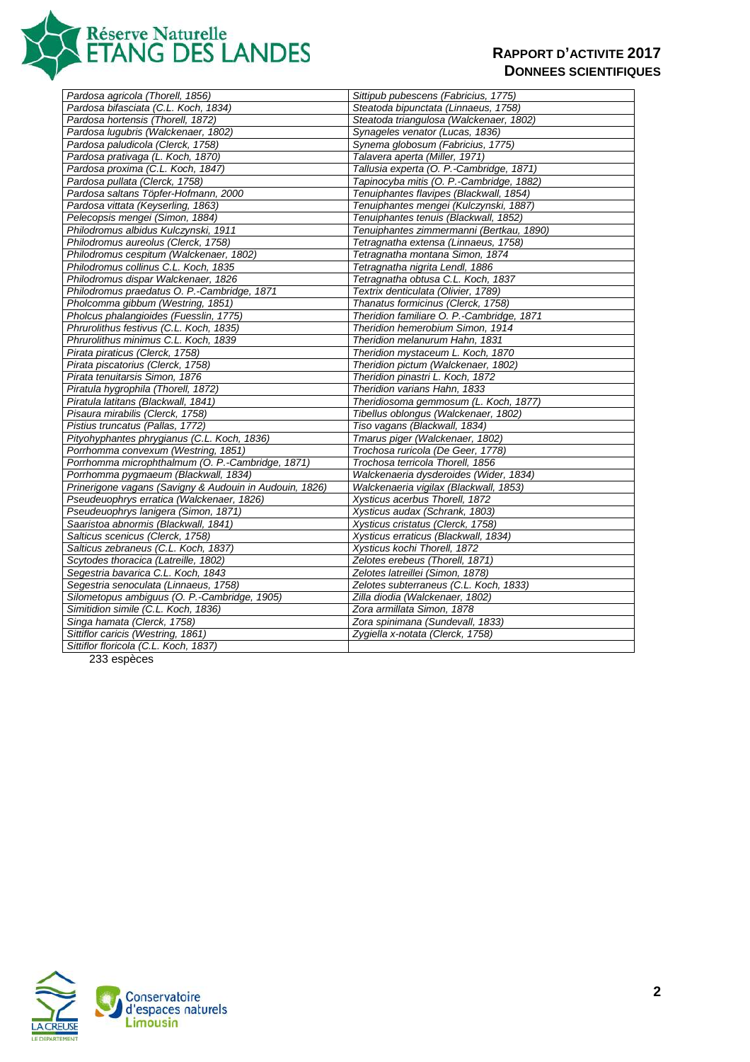| | |
|---|---|
| *Pardosa agricola (Thorell, 1856)* | *Sittipub pubescens (Fabricius, 1775)* |
| *Pardosa bifasciata (C.L. Koch, 1834)* | *Steatoda bipunctata (Linnaeus, 1758)* |
| *Pardosa hortensis (Thorell, 1872)* | *Steatoda triangulosa (Walckenaer, 1802)* |
| *Pardosa lugubris (Walckenaer, 1802)* | *Synageles venator (Lucas, 1836)* |
| *Pardosa paludicola (Clerck, 1758)* | *Synema globosum (Fabricius, 1775)* |
| *Pardosa prativaga (L. Koch, 1870)* | *Talavera aperta (Miller, 1971)* |
| *Pardosa proxima (C.L. Koch, 1847)* | *Tallusia experta (O. P.-Cambridge, 1871)* |
| *Pardosa pullata (Clerck, 1758)* | *Tapinocyba mitis (O. P.-Cambridge, 1882)* |
| *Pardosa saltans Töpfer-Hofmann, 2000* | *Tenuiphantes flavipes (Blackwall, 1854)* |
| *Pardosa vittata (Keyserling, 1863)* | *Tenuiphantes mengei (Kulczynski, 1887)* |
| *Pelecopsis mengei (Simon, 1884)* | *Tenuiphantes tenuis (Blackwall, 1852)* |
| *Philodromus albidus Kulczynski, 1911* | *Tenuiphantes zimmermanni (Bertkau, 1890)* |
| *Philodromus aureolus (Clerck, 1758)* | *Tetragnatha extensa (Linnaeus, 1758)* |
| *Philodromus cespitum (Walckenaer, 1802)* | *Tetragnatha montana Simon, 1874* |
| *Philodromus collinus C.L. Koch, 1835* | *Tetragnatha nigrita Lendl, 1886* |
| *Philodromus dispar Walckenaer, 1826* | *Tetragnatha obtusa C.L. Koch, 1837* |
| *Philodromus praedatus O. P.-Cambridge, 1871* | *Textrix denticulata (Olivier, 1789)* |
| *Pholcomma gibbum (Westring, 1851)* | *Thanatus formicinus (Clerck, 1758)* |
| *Pholcus phalangioides (Fuesslin, 1775)* | *Theridion familiare O. P.-Cambridge, 1871* |
| *Phrurolithus festivus (C.L. Koch, 1835)* | *Theridion hemerobium Simon, 1914* |
| *Phrurolithus minimus C.L. Koch, 1839* | *Theridion melanurum Hahn, 1831* |
| *Pirata piraticus (Clerck, 1758)* | *Theridion mystaceum L. Koch, 1870* |
| *Pirata piscatorius (Clerck, 1758)* | *Theridion pictum (Walckenaer, 1802)* |
| *Pirata tenuitarsis Simon, 1876* | *Theridion pinastri L. Koch, 1872* |
| *Piratula hygrophila (Thorell, 1872)* | *Theridion varians Hahn, 1833* |
| *Piratula latitans (Blackwall, 1841)* | *Theridiosoma gemmosum (L. Koch, 1877)* |
| *Pisaura mirabilis (Clerck, 1758)* | *Tibellus oblongus (Walckenaer, 1802)* |
| *Pistius truncatus (Pallas, 1772)* | *Tiso vagans (Blackwall, 1834)* |
| *Pityohyphantes phrygianus (C.L. Koch, 1836)* | *Tmarus piger (Walckenaer, 1802)* |
| *Porrhomma convexum (Westring, 1851)* | *Trochosa ruricola (De Geer, 1778)* |
| *Porrhomma microphthalmum (O. P.-Cambridge, 1871)* | *Trochosa terricola Thorell, 1856* |
| *Porrhomma pygmaeum (Blackwall, 1834)* | *Walckenaeria dysderoides (Wider, 1834)* |
| *Prinerigone vagans (Savigny & Audouin in Audouin, 1826)* | *Walckenaeria vigilax (Blackwall, 1853)* |
| *Pseudeuophrys erratica (Walckenaer, 1826)* | *Xysticus acerbus Thorell, 1872* |
| *Pseudeuophrys lanigera (Simon, 1871)* | *Xysticus audax (Schrank, 1803)* |
| *Saaristoa abnormis (Blackwall, 1841)* | *Xysticus cristatus (Clerck, 1758)* |
| *Salticus scenicus (Clerck, 1758)* | *Xysticus erraticus (Blackwall, 1834)* |
| *Salticus zebraneus (C.L. Koch, 1837)* | *Xysticus kochi Thorell, 1872* |
| *Scytodes thoracica (Latreille, 1802)* | *Zelotes erebeus (Thorell, 1871)* |
| *Segestria bavarica C.L. Koch, 1843* | *Zelotes latreillei (Simon, 1878)* |
| *Segestria senoculata (Linnaeus, 1758)* | *Zelotes subterraneus (C.L. Koch, 1833)* |
| *Silometopus ambiguus (O. P.-Cambridge, 1905)* | *Zilla diodia (Walckenaer, 1802)* |
| *Simitidion simile (C.L. Koch, 1836)* | *Zora armillata Simon, 1878* |
| *Singa hamata (Clerck, 1758)* | *Zora spinimana (Sundevall, 1833)* |
| *Sittiflor caricis (Westring, 1861)* | *Zygiella x-notata (Clerck, 1758)* |
| *Sittiflor floricola (C.L. Koch, 1837)* | |

233 espèces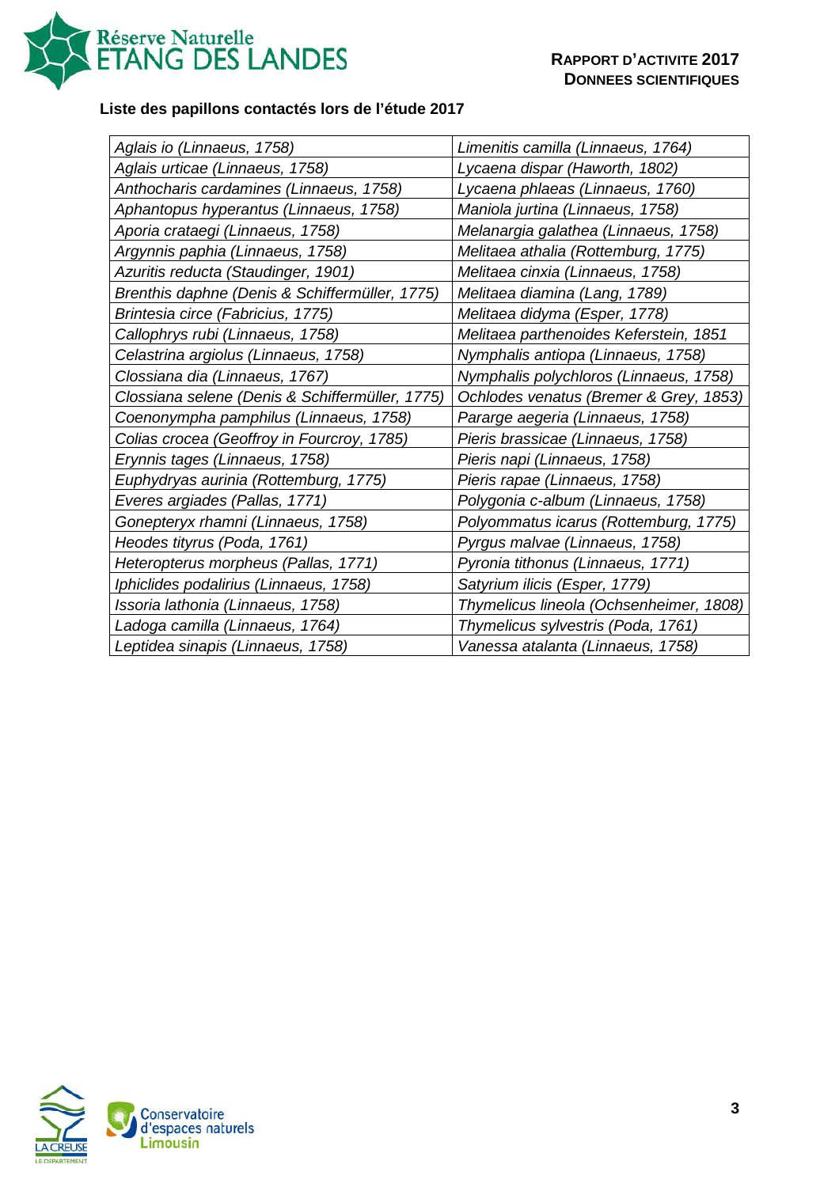**Liste des papillons contactés lors de l'étude 2017**

| | |
|---|---|
| *Aglais io (Linnaeus, 1758)* | *Limenitis camilla (Linnaeus, 1764)* |
| *Aglais urticae (Linnaeus, 1758)* | *Lycaena dispar (Haworth, 1802)* |
| *Anthocharis cardamines (Linnaeus, 1758)* | *Lycaena phlaeas (Linnaeus, 1760)* |
| *Aphantopus hyperantus (Linnaeus, 1758)* | *Maniola jurtina (Linnaeus, 1758)* |
| *Aporia crataegi (Linnaeus, 1758)* | *Melanargia galathea (Linnaeus, 1758)* |
| *Argynnis paphia (Linnaeus, 1758)* | *Melitaea athalia (Rottemburg, 1775)* |
| *Azuritis reducta (Staudinger, 1901)* | *Melitaea cinxia (Linnaeus, 1758)* |
| *Brenthis daphne (Denis & Schiffermüller, 1775)* | *Melitaea diamina (Lang, 1789)* |
| *Brintesia circe (Fabricius, 1775)* | *Melitaea didyma (Esper, 1778)* |
| *Callophrys rubi (Linnaeus, 1758)* | *Melitaea parthenoides Keferstein, 1851* |
| *Celastrina argiolus (Linnaeus, 1758)* | *Nymphalis antiopa (Linnaeus, 1758)* |
| *Clossiana dia (Linnaeus, 1767)* | *Nymphalis polychloros (Linnaeus, 1758)* |
| *Clossiana selene (Denis & Schiffermüller, 1775)* | *Ochlodes venatus (Bremer & Grey, 1853)* |
| *Coenonympha pamphilus (Linnaeus, 1758)* | *Pararge aegeria (Linnaeus, 1758)* |
| *Colias crocea (Geoffroy in Fourcroy, 1785)* | *Pieris brassicae (Linnaeus, 1758)* |
| *Erynnis tages (Linnaeus, 1758)* | *Pieris napi (Linnaeus, 1758)* |
| *Euphydryas aurinia (Rottemburg, 1775)* | *Pieris rapae (Linnaeus, 1758)* |
| *Everes argiades (Pallas, 1771)* | *Polygonia c-album (Linnaeus, 1758)* |
| *Gonepteryx rhamni (Linnaeus, 1758)* | *Polyommatus icarus (Rottemburg, 1775)* |
| *Heodes tityrus (Poda, 1761)* | *Pyrgus malvae (Linnaeus, 1758)* |
| *Heteropterus morpheus (Pallas, 1771)* | *Pyronia tithonus (Linnaeus, 1771)* |
| *Iphiclides podalirius (Linnaeus, 1758)* | *Satyrium ilicis (Esper, 1779)* |
| *Issoria lathonia (Linnaeus, 1758)* | *Thymelicus lineola (Ochsenheimer, 1808)* |
| *Ladoga camilla (Linnaeus, 1764)* | *Thymelicus sylvestris (Poda, 1761)* |
| *Leptidea sinapis (Linnaeus, 1758)* | *Vanessa atalanta (Linnaeus, 1758)* |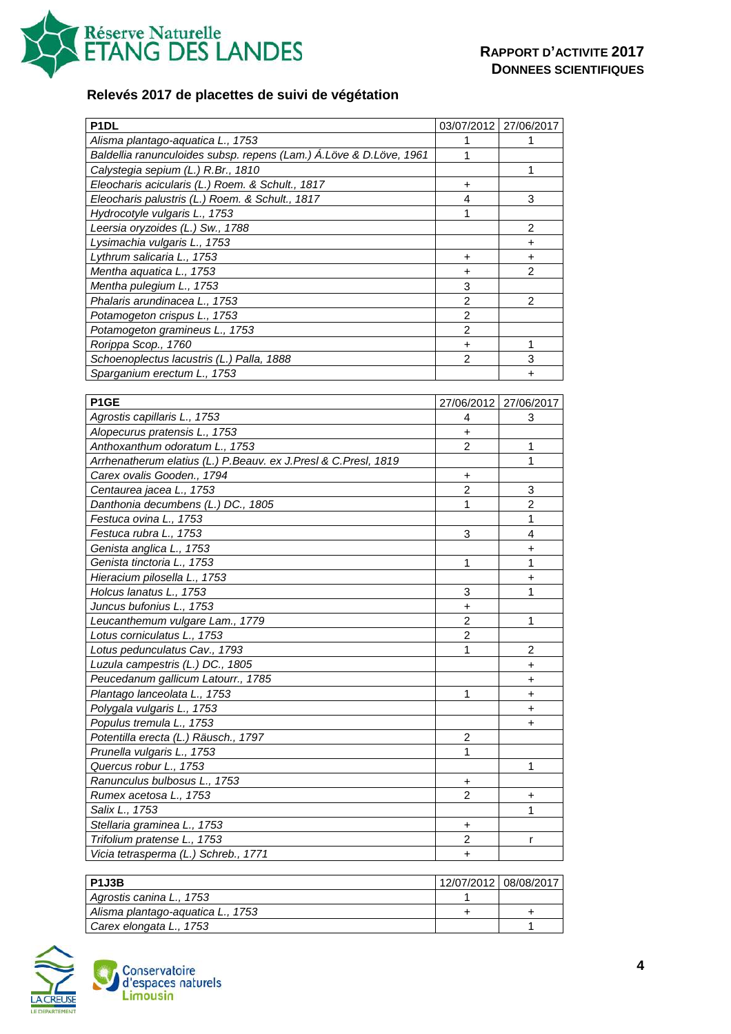## Relevés 2017 de placettes de suivi de végétation

| P1DL | 03/07/2012 | 27/06/2017 |
|---|---|---|
| *Alisma plantago-aquatica L., 1753* | 1 | 1 |
| *Baldellia ranunculoides subsp. repens (Lam.) Á.Löve & D.Löve, 1961* | 1 | |
| *Calystegia sepium (L.) R.Br., 1810* | | 1 |
| *Eleocharis acicularis (L.) Roem. & Schult., 1817* | + | |
| *Eleocharis palustris (L.) Roem. & Schult., 1817* | 4 | 3 |
| *Hydrocotyle vulgaris L., 1753* | 1 | |
| *Leersia oryzoides (L.) Sw., 1788* | | 2 |
| *Lysimachia vulgaris L., 1753* | | + |
| *Lythrum salicaria L., 1753* | + | + |
| *Mentha aquatica L., 1753* | + | 2 |
| *Mentha pulegium L., 1753* | 3 | |
| *Phalaris arundinacea L., 1753* | 2 | 2 |
| *Potamogeton crispus L., 1753* | 2 | |
| *Potamogeton gramineus L., 1753* | 2 | |
| *Rorippa Scop., 1760* | + | 1 |
| *Schoenoplectus lacustris (L.) Palla, 1888* | 2 | 3 |
| *Sparganium erectum L., 1753* | | + |

| P1GE | 27/06/2012 | 27/06/2017 |
|---|---|---|
| *Agrostis capillaris L., 1753* | 4 | 3 |
| *Alopecurus pratensis L., 1753* | + | |
| *Anthoxanthum odoratum L., 1753* | 2 | 1 |
| *Arrhenatherum elatius (L.) P.Beauv. ex J.Presl & C.Presl, 1819* | | 1 |
| *Carex ovalis Gooden., 1794* | + | |
| *Centaurea jacea L., 1753* | 2 | 3 |
| *Danthonia decumbens (L.) DC., 1805* | 1 | 2 |
| *Festuca ovina L., 1753* | | 1 |
| *Festuca rubra L., 1753* | 3 | 4 |
| *Genista anglica L., 1753* | | + |
| *Genista tinctoria L., 1753* | 1 | 1 |
| *Hieracium pilosella L., 1753* | | + |
| *Holcus lanatus L., 1753* | 3 | 1 |
| *Juncus bufonius L., 1753* | + | |
| *Leucanthemum vulgare Lam., 1779* | 2 | 1 |
| *Lotus corniculatus L., 1753* | 2 | |
| *Lotus pedunculatus Cav., 1793* | 1 | 2 |
| *Luzula campestris (L.) DC., 1805* | | + |
| *Peucedanum gallicum Latourr., 1785* | | + |
| *Plantago lanceolata L., 1753* | 1 | + |
| *Polygala vulgaris L., 1753* | | + |
| *Populus tremula L., 1753* | | + |
| *Potentilla erecta (L.) Räusch., 1797* | 2 | |
| *Prunella vulgaris L., 1753* | 1 | |
| *Quercus robur L., 1753* | | 1 |
| *Ranunculus bulbosus L., 1753* | + | |
| *Rumex acetosa L., 1753* | 2 | + |
| *Salix L., 1753* | | 1 |
| *Stellaria graminea L., 1753* | + | |
| *Trifolium pratense L., 1753* | 2 | r |
| *Vicia tetrasperma (L.) Schreb., 1771* | + | |

| P1J3B | 12/07/2012 | 08/08/2017 |
|---|---|---|
| *Agrostis canina L., 1753* | 1 | |
| *Alisma plantago-aquatica L., 1753* | + | + |
| *Carex elongata L., 1753* | | 1 |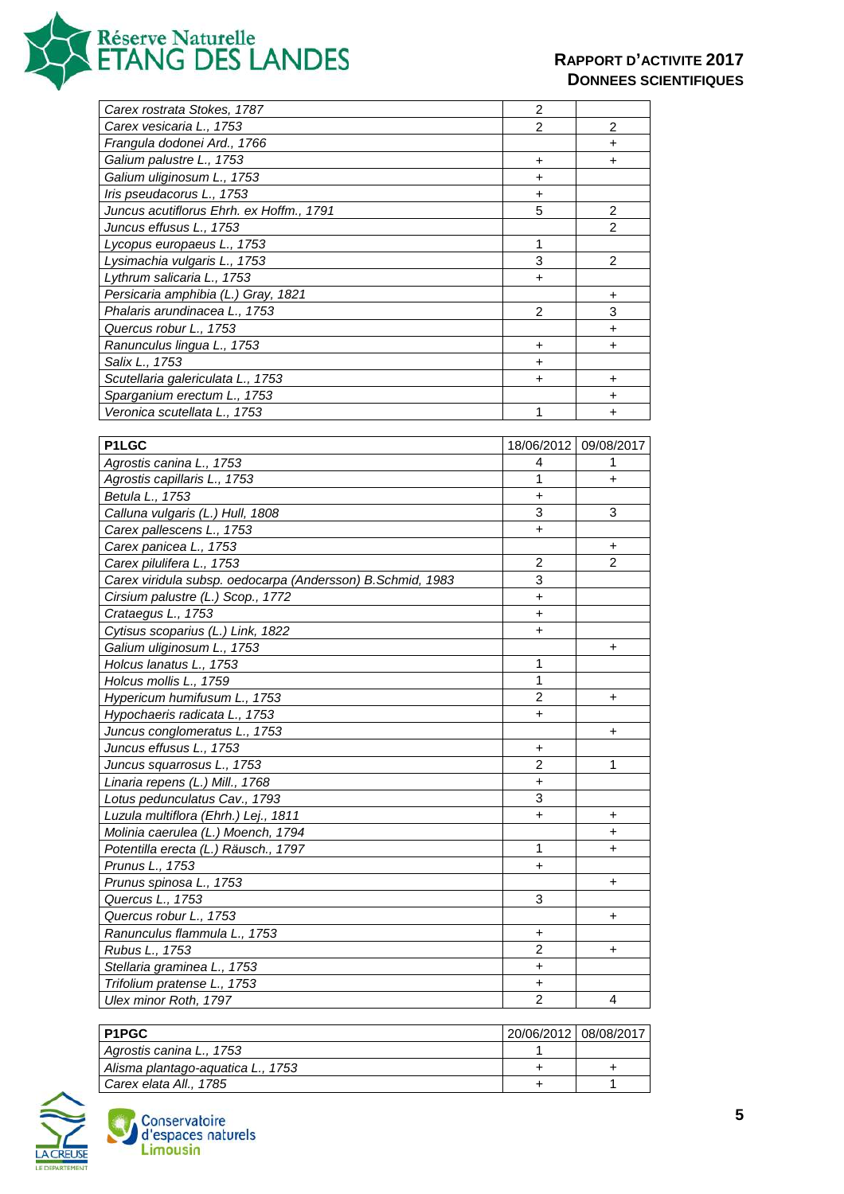| | | |
|---|---|---|
| *Carex rostrata Stokes, 1787* | 2 | |
| *Carex vesicaria L., 1753* | 2 | 2 |
| *Frangula dodonei Ard., 1766* | | + |
| *Galium palustre L., 1753* | + | + |
| *Galium uliginosum L., 1753* | + | |
| *Iris pseudacorus L., 1753* | + | |
| *Juncus acutiflorus Ehrh. ex Hoffm., 1791* | 5 | 2 |
| *Juncus effusus L., 1753* | | 2 |
| *Lycopus europaeus L., 1753* | 1 | |
| *Lysimachia vulgaris L., 1753* | 3 | 2 |
| *Lythrum salicaria L., 1753* | + | |
| *Persicaria amphibia (L.) Gray, 1821* | | + |
| *Phalaris arundinacea L., 1753* | 2 | 3 |
| *Quercus robur L., 1753* | | + |
| *Ranunculus lingua L., 1753* | + | + |
| *Salix L., 1753* | + | |
| *Scutellaria galericulata L., 1753* | + | + |
| *Sparganium erectum L., 1753* | | + |
| *Veronica scutellata L., 1753* | 1 | + |

| **P1LGC** | 18/06/2012 | 09/08/2017 |
|---|---|---|
| *Agrostis canina L., 1753* | 4 | 1 |
| *Agrostis capillaris L., 1753* | 1 | + |
| *Betula L., 1753* | + | |
| *Calluna vulgaris (L.) Hull, 1808* | 3 | 3 |
| *Carex pallescens L., 1753* | + | |
| *Carex panicea L., 1753* | | + |
| *Carex pilulifera L., 1753* | 2 | 2 |
| *Carex viridula subsp. oedocarpa (Andersson) B.Schmid, 1983* | 3 | |
| *Cirsium palustre (L.) Scop., 1772* | + | |
| *Crataegus L., 1753* | + | |
| *Cytisus scoparius (L.) Link, 1822* | + | |
| *Galium uliginosum L., 1753* | | + |
| *Holcus lanatus L., 1753* | 1 | |
| *Holcus mollis L., 1759* | 1 | |
| *Hypericum humifusum L., 1753* | 2 | + |
| *Hypochaeris radicata L., 1753* | + | |
| *Juncus conglomeratus L., 1753* | | + |
| *Juncus effusus L., 1753* | + | |
| *Juncus squarrosus L., 1753* | 2 | 1 |
| *Linaria repens (L.) Mill., 1768* | + | |
| *Lotus pedunculatus Cav., 1793* | 3 | |
| *Luzula multiflora (Ehrh.) Lej., 1811* | + | + |
| *Molinia caerulea (L.) Moench, 1794* | | + |
| *Potentilla erecta (L.) Räusch., 1797* | 1 | + |
| *Prunus L., 1753* | + | |
| *Prunus spinosa L., 1753* | | + |
| *Quercus L., 1753* | 3 | |
| *Quercus robur L., 1753* | | + |
| *Ranunculus flammula L., 1753* | + | |
| *Rubus L., 1753* | 2 | + |
| *Stellaria graminea L., 1753* | + | |
| *Trifolium pratense L., 1753* | + | |
| *Ulex minor Roth, 1797* | 2 | 4 |

| **P1PGC** | 20/06/2012 | 08/08/2017 |
|---|---|---|
| *Agrostis canina L., 1753* | 1 | |
| *Alisma plantago-aquatica L., 1753* | + | + |
| *Carex elata All., 1785* | + | 1 |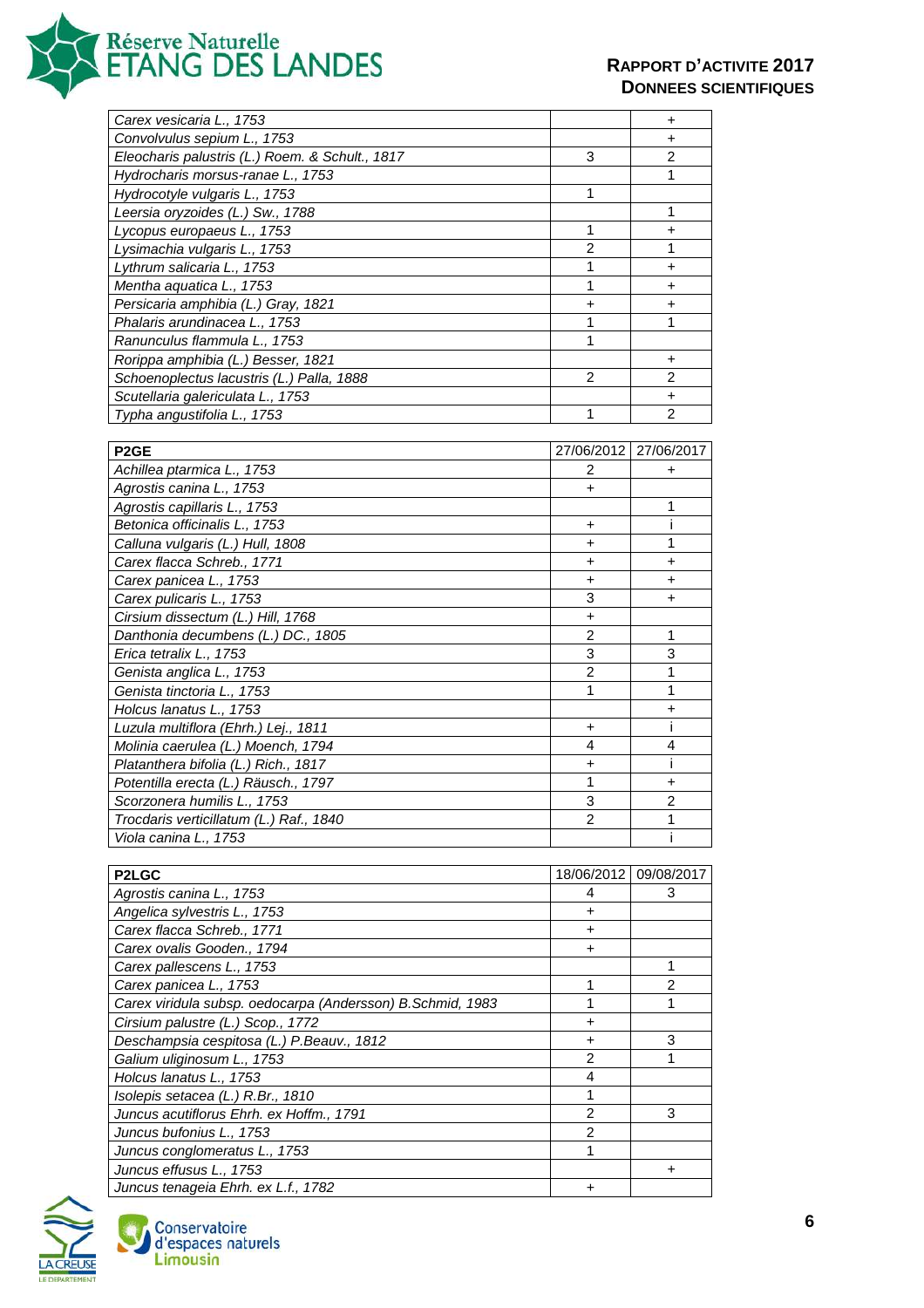| | | |
|---|---|---|
| *Carex vesicaria L., 1753* | | + |
| *Convolvulus sepium L., 1753* | | + |
| *Eleocharis palustris (L.) Roem. & Schult., 1817* | 3 | 2 |
| *Hydrocharis morsus-ranae L., 1753* | | 1 |
| *Hydrocotyle vulgaris L., 1753* | 1 | |
| *Leersia oryzoides (L.) Sw., 1788* | | 1 |
| *Lycopus europaeus L., 1753* | 1 | + |
| *Lysimachia vulgaris L., 1753* | 2 | 1 |
| *Lythrum salicaria L., 1753* | 1 | + |
| *Mentha aquatica L., 1753* | 1 | + |
| *Persicaria amphibia (L.) Gray, 1821* | + | + |
| *Phalaris arundinacea L., 1753* | 1 | 1 |
| *Ranunculus flammula L., 1753* | 1 | |
| *Rorippa amphibia (L.) Besser, 1821* | | + |
| *Schoenoplectus lacustris (L.) Palla, 1888* | 2 | 2 |
| *Scutellaria galericulata L., 1753* | | + |
| *Typha angustifolia L., 1753* | 1 | 2 |

| **P2GE** | 27/06/2012 | 27/06/2017 |
|---|---|---|
| *Achillea ptarmica L., 1753* | 2 | + |
| *Agrostis canina L., 1753* | + | |
| *Agrostis capillaris L., 1753* | | 1 |
| *Betonica officinalis L., 1753* | + | i |
| *Calluna vulgaris (L.) Hull, 1808* | + | 1 |
| *Carex flacca Schreb., 1771* | + | + |
| *Carex panicea L., 1753* | + | + |
| *Carex pulicaris L., 1753* | 3 | + |
| *Cirsium dissectum (L.) Hill, 1768* | + | |
| *Danthonia decumbens (L.) DC., 1805* | 2 | 1 |
| *Erica tetralix L., 1753* | 3 | 3 |
| *Genista anglica L., 1753* | 2 | 1 |
| *Genista tinctoria L., 1753* | 1 | 1 |
| *Holcus lanatus L., 1753* | | + |
| *Luzula multiflora (Ehrh.) Lej., 1811* | + | i |
| *Molinia caerulea (L.) Moench, 1794* | 4 | 4 |
| *Platanthera bifolia (L.) Rich., 1817* | + | i |
| *Potentilla erecta (L.) Räusch., 1797* | 1 | + |
| *Scorzonera humilis L., 1753* | 3 | 2 |
| *Trocdaris verticillatum (L.) Raf., 1840* | 2 | 1 |
| *Viola canina L., 1753* | | i |

| **P2LGC** | 18/06/2012 | 09/08/2017 |
|---|---|---|
| *Agrostis canina L., 1753* | 4 | 3 |
| *Angelica sylvestris L., 1753* | + | |
| *Carex flacca Schreb., 1771* | + | |
| *Carex ovalis Gooden., 1794* | + | |
| *Carex pallescens L., 1753* | | 1 |
| *Carex panicea L., 1753* | 1 | 2 |
| *Carex viridula subsp. oedocarpa (Andersson) B.Schmid, 1983* | 1 | 1 |
| *Cirsium palustre (L.) Scop., 1772* | + | |
| *Deschampsia cespitosa (L.) P.Beauv., 1812* | + | 3 |
| *Galium uliginosum L., 1753* | 2 | 1 |
| *Holcus lanatus L., 1753* | 4 | |
| *Isolepis setacea (L.) R.Br., 1810* | 1 | |
| *Juncus acutiflorus Ehrh. ex Hoffm., 1791* | 2 | 3 |
| *Juncus bufonius L., 1753* | 2 | |
| *Juncus conglomeratus L., 1753* | 1 | |
| *Juncus effusus L., 1753* | | + |
| *Juncus tenageia Ehrh. ex L.f., 1782* | + | |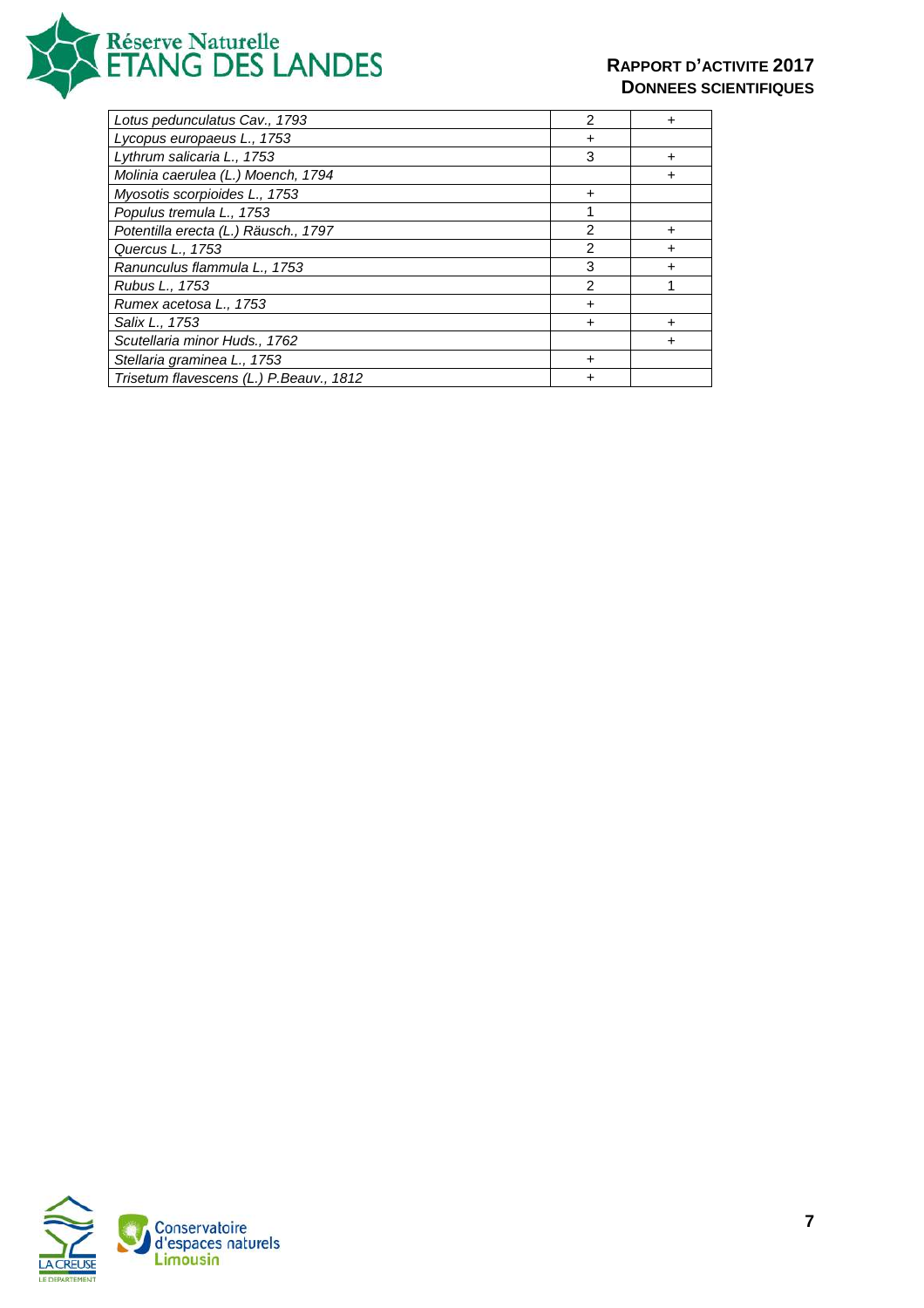| | | |
|---|---|---|
| *Lotus pedunculatus Cav., 1793* | 2 | + |
| *Lycopus europaeus L., 1753* | + | |
| *Lythrum salicaria L., 1753* | 3 | + |
| *Molinia caerulea (L.) Moench, 1794* | | + |
| *Myosotis scorpioides L., 1753* | + | |
| *Populus tremula L., 1753* | 1 | |
| *Potentilla erecta (L.) Räusch., 1797* | 2 | + |
| *Quercus L., 1753* | 2 | + |
| *Ranunculus flammula L., 1753* | 3 | + |
| *Rubus L., 1753* | 2 | 1 |
| *Rumex acetosa L., 1753* | + | |
| *Salix L., 1753* | + | + |
| *Scutellaria minor Huds., 1762* | | + |
| *Stellaria graminea L., 1753* | + | |
| *Trisetum flavescens (L.) P.Beauv., 1812* | + | |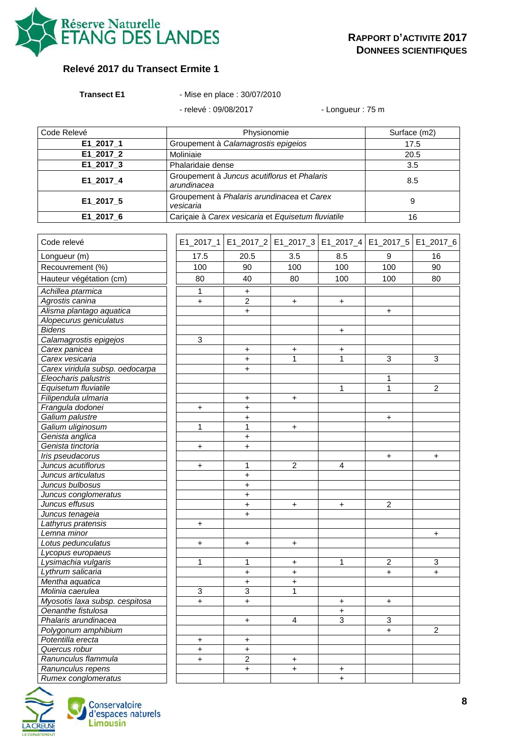## Relevé 2017 du Transect Ermite 1

**Transect E1** - Mise en place : 30/07/2010

- relevé : 09/08/2017 - Longueur : 75 m

| Code Relevé | Physionomie | Surface (m2) |
|---|---|---|
| **E1_2017_1** | Groupement à *Calamagrostis epigeios* | 17.5 |
| **E1_2017_2** | Moliniaie | 20.5 |
| **E1_2017_3** | Phalaridaie dense | 3.5 |
| **E1_2017_4** | Groupement à *Juncus acutiflorus* et *Phalaris arundinacea* | 8.5 |
| **E1_2017_5** | Groupement à *Phalaris arundinacea* et *Carex vesicaria* | 9 |
| **E1_2017_6** | Cariçaie à *Carex vesicaria* et *Equisetum fluviatile* | 16 |

| Code relevé | E1_2017_1 | E1_2017_2 | E1_2017_3 | E1_2017_4 | E1_2017_5 | E1_2017_6 |
|---|---|---|---|---|---|---|
| Longueur (m) | 17.5 | 20.5 | 3.5 | 8.5 | 9 | 16 |
| Recouvrement (%) | 100 | 90 | 100 | 100 | 100 | 90 |
| Hauteur végétation (cm) | 80 | 40 | 80 | 100 | 100 | 80 |
| *Achillea ptarmica* | 1 | + | | | | |
| *Agrostis canina* | + | 2 | + | + | | |
| *Alisma plantago aquatica* | | + | | | + | |
| *Alopecurus geniculatus* | | | | | | |
| *Bidens* | | | | + | | |
| *Calamagrostis epigejos* | 3 | | | | | |
| *Carex panicea* | | + | + | + | | |
| *Carex vesicaria* | | + | 1 | 1 | 3 | 3 |
| *Carex viridula subsp. oedocarpa* | | + | | | | |
| *Eleocharis palustris* | | | | | 1 | |
| *Equisetum fluviatile* | | | | 1 | 1 | 2 |
| *Filipendula ulmaria* | | + | + | | | |
| *Frangula dodonei* | + | + | | | | |
| *Galium palustre* | | + | | | + | |
| *Galium uliginosum* | 1 | 1 | + | | | |
| *Genista anglica* | | + | | | | |
| *Genista tinctoria* | + | + | | | | |
| *Iris pseudacorus* | | | | | + | + |
| *Juncus acutiflorus* | + | 1 | 2 | 4 | | |
| *Juncus articulatus* | | + | | | | |
| *Juncus bulbosus* | | + | | | | |
| *Juncus conglomeratus* | | + | | | | |
| *Juncus effusus* | | + | + | + | 2 | |
| *Juncus tenageia* | | + | | | | |
| *Lathyrus pratensis* | + | | | | | |
| *Lemna minor* | | | | | | + |
| *Lotus pedunculatus* | + | + | + | | | |
| *Lycopus europaeus* | | | | | | |
| *Lysimachia vulgaris* | 1 | 1 | + | 1 | 2 | 3 |
| *Lythrum salicaria* | | + | + | | + | + |
| *Mentha aquatica* | | + | + | | | |
| *Molinia caerulea* | 3 | 3 | 1 | | | |
| *Myosotis laxa subsp. cespitosa* | + | + | | + | + | |
| *Oenanthe fistulosa* | | | | + | | |
| *Phalaris arundinacea* | | + | 4 | 3 | 3 | |
| *Polygonum amphibium* | | | | | + | 2 |
| *Potentilla erecta* | + | + | | | | |
| *Quercus robur* | + | + | | | | |
| *Ranunculus flammula* | + | 2 | + | | | |
| *Ranunculus repens* | | + | + | + | | |
| *Rumex conglomeratus* | | | | + | | |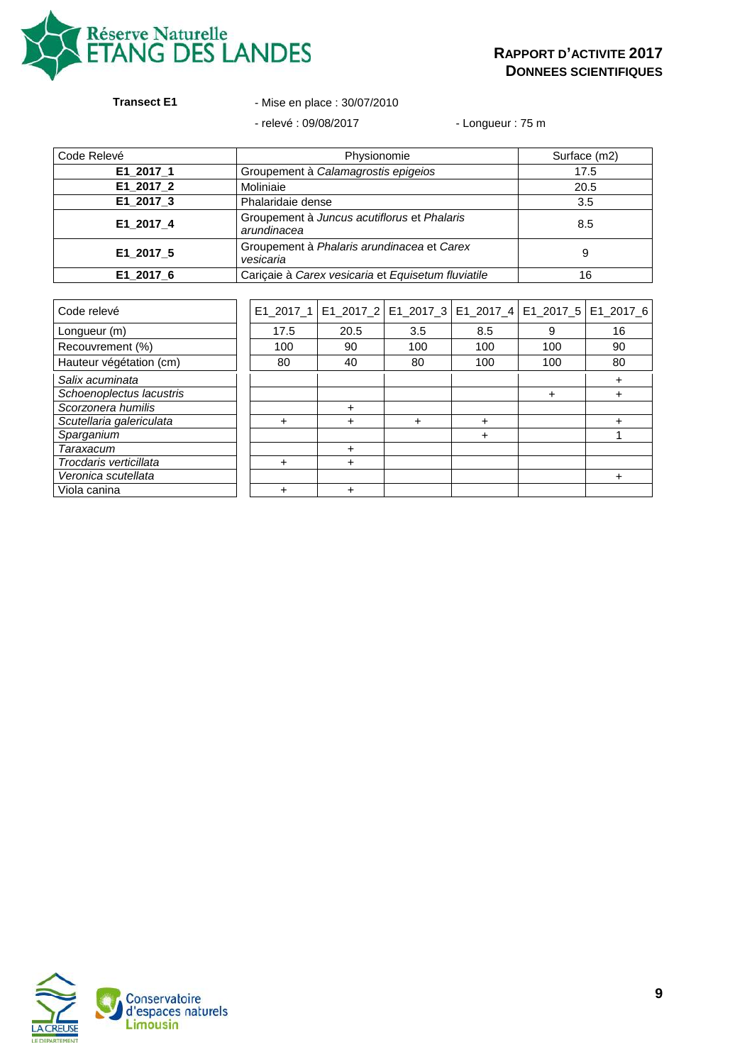**Transect E1**

- Mise en place : 30/07/2010
- relevé : 09/08/2017
- Longueur : 75 m

| Code Relevé | Physionomie | Surface (m2) |
|---|---|---|
| **E1_2017_1** | Groupement à *Calamagrostis epigeios* | 17.5 |
| **E1_2017_2** | Moliniaie | 20.5 |
| **E1_2017_3** | Phalaridaie dense | 3.5 |
| **E1_2017_4** | Groupement à *Juncus acutiflorus* et *Phalaris arundinacea* | 8.5 |
| **E1_2017_5** | Groupement à *Phalaris arundinacea* et *Carex vesicaria* | 9 |
| **E1_2017_6** | Cariçaie à *Carex vesicaria* et *Equisetum fluviatile* | 16 |

| Code relevé | E1_2017_1 | E1_2017_2 | E1_2017_3 | E1_2017_4 | E1_2017_5 | E1_2017_6 |
|---|---|---|---|---|---|---|
| Longueur (m) | 17.5 | 20.5 | 3.5 | 8.5 | 9 | 16 |
| Recouvrement (%) | 100 | 90 | 100 | 100 | 100 | 90 |
| Hauteur végétation (cm) | 80 | 40 | 80 | 100 | 100 | 80 |
| *Salix acuminata* | | | | | | + |
| *Schoenoplectus lacustris* | | | | | + | + |
| *Scorzonera humilis* | | + | | | | |
| *Scutellaria galericulata* | + | + | + | + | | + |
| *Sparganium* | | | | + | | 1 |
| *Taraxacum* | | + | | | | |
| *Trocdaris verticillata* | + | + | | | | |
| *Veronica scutellata* | | | | | | + |
| Viola canina | + | + | | | | |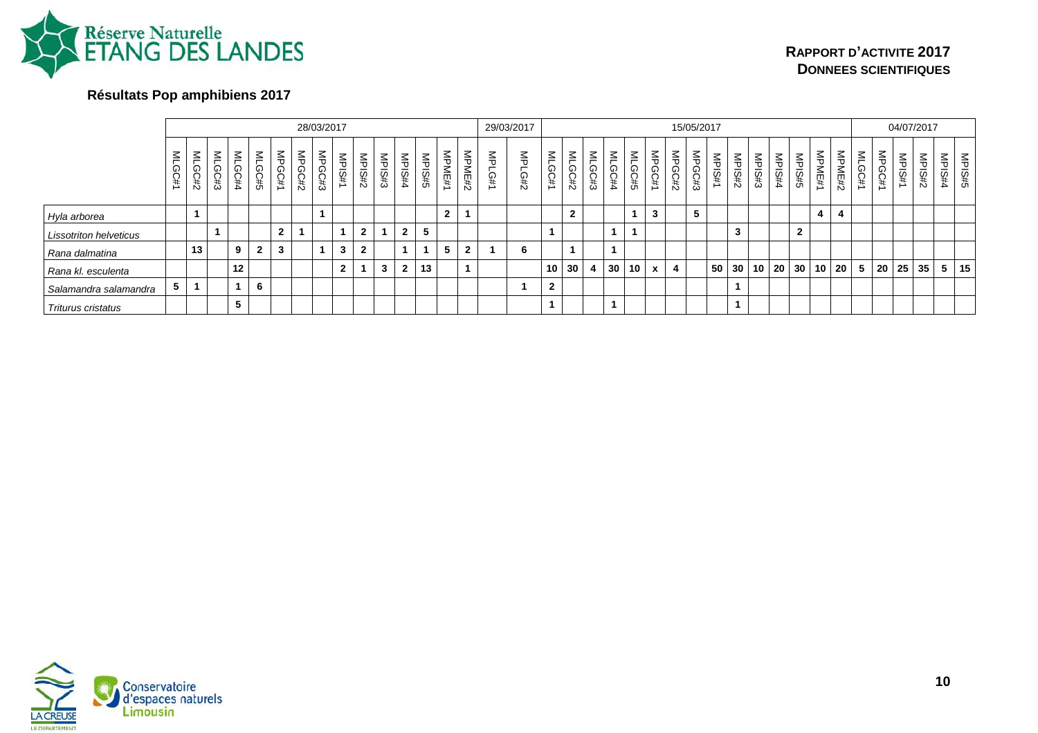## Résultats Pop amphibiens 2017

| | 28/03/2017 | | | | | | | | | | | | | | | 29/03/2017 | | 15/05/2017 | | | | | | | | | | | | | | | 04/07/2017 | | | | | |
|---|---|---|---|---|---|---|---|---|---|---|---|---|---|---|---|---|---|---|---|---|---|---|---|---|---|---|---|---|---|---|---|---|---|---|---|---|---|---|
| | MLGC#1 | MLGC#2 | MLGC#3 | MLGC#4 | MLGC#5 | MPGC#1 | MPGC#2 | MPGC#3 | MPIS#1 | MPIS#2 | MPIS#3 | MPIS#4 | MPIS#5 | MPME#1 | MPME#2 | MPLG#1 | MPLG#2 | MLGC#1 | MLGC#2 | MLGC#3 | MLGC#4 | MLGC#5 | MPGC#1 | MPGC#2 | MPGC#3 | MPIS#1 | MPIS#2 | MPIS#3 | MPIS#4 | MPIS#5 | MPME#1 | MPME#2 | MLGC#1 | MPGC#1 | MPIS#1 | MPIS#2 | MPIS#4 | MPIS#5 |
| *Hyla arborea* | | 1 | | | | | | 1 | | | | | | 2 | 1 | | | | 2 | | | 1 | 3 | | 5 | | | | | | 4 | 4 | | | | | | |
| *Lissotriton helveticus* | | | 1 | | | 2 | 1 | | 1 | 2 | 1 | 2 | 5 | | | | | 1 | | | 1 | 1 | | | | | 3 | | | 2 | | | | | | | | |
| *Rana dalmatina* | | 13 | | 9 | 2 | 3 | | 1 | 3 | 2 | | 1 | 1 | 5 | 2 | 1 | 6 | | 1 | | 1 | | | | | | | | | | | | | | | | | |
| *Rana kl. esculenta* | | | | 12 | | | | | 2 | 1 | 3 | 2 | 13 | | 1 | | | 10 | 30 | 4 | 30 | 10 | x | 4 | | 50 | 30 | 10 | 20 | 30 | 10 | 20 | 5 | 20 | 25 | 35 | 5 | 15 |
| *Salamandra salamandra* | 5 | 1 | | 1 | 6 | | | | | | | | | | | | 1 | 2 | | | | | | | | | 1 | | | | | | | | | | | |
| *Triturus cristatus* | | | | 5 | | | | | | | | | | | | | | 1 | | | 1 | | | | | | 1 | | | | | | | | | | | |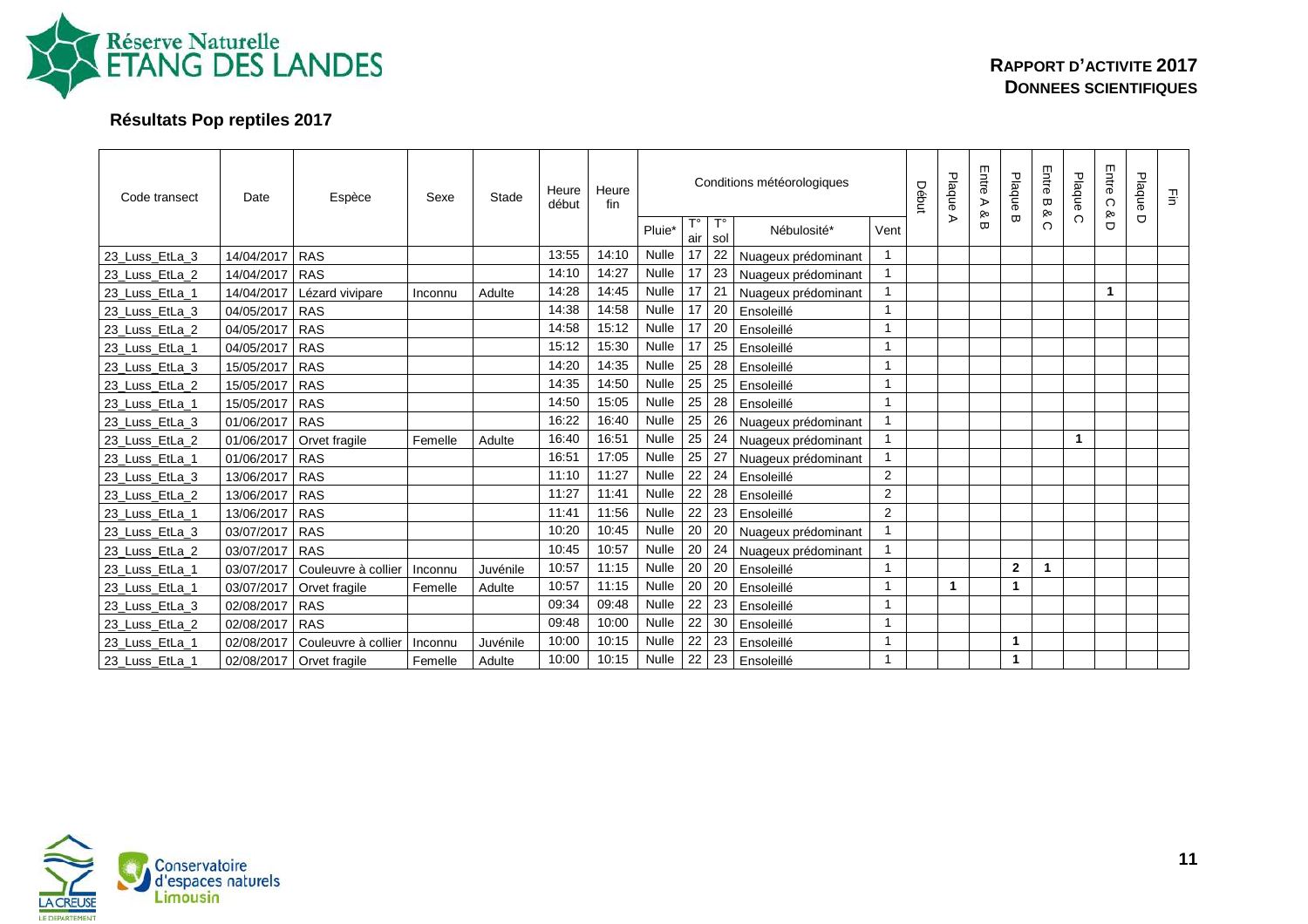## Résultats Pop reptiles 2017

| Code transect | Date | Espèce | Sexe | Stade | Heure début | Heure fin | Conditions météorologiques | | | | | Début | Plaque A | Entre A & B | Plaque B | Entre B & C | Plaque C | Entre C & D | Plaque D | Fin |
|---|---|---|---|---|---|---|---|---|---|---|---|---|---|---|---|---|---|---|---|---|
| | | | | | | | Pluie* | T° air | T° sol | Nébulosité* | Vent | | | | | | | | | |
| 23_Luss_EtLa_3 | 14/04/2017 | RAS | | | 13:55 | 14:10 | Nulle | 17 | 22 | Nuageux prédominant | 1 | | | | | | | | | |
| 23_Luss_EtLa_2 | 14/04/2017 | RAS | | | 14:10 | 14:27 | Nulle | 17 | 23 | Nuageux prédominant | 1 | | | | | | | | | |
| 23_Luss_EtLa_1 | 14/04/2017 | Lézard vivipare | Inconnu | Adulte | 14:28 | 14:45 | Nulle | 17 | 21 | Nuageux prédominant | 1 | | | | | | | **1** | | |
| 23_Luss_EtLa_3 | 04/05/2017 | RAS | | | 14:38 | 14:58 | Nulle | 17 | 20 | Ensoleillé | 1 | | | | | | | | | |
| 23_Luss_EtLa_2 | 04/05/2017 | RAS | | | 14:58 | 15:12 | Nulle | 17 | 20 | Ensoleillé | 1 | | | | | | | | | |
| 23_Luss_EtLa_1 | 04/05/2017 | RAS | | | 15:12 | 15:30 | Nulle | 17 | 25 | Ensoleillé | 1 | | | | | | | | | |
| 23_Luss_EtLa_3 | 15/05/2017 | RAS | | | 14:20 | 14:35 | Nulle | 25 | 28 | Ensoleillé | 1 | | | | | | | | | |
| 23_Luss_EtLa_2 | 15/05/2017 | RAS | | | 14:35 | 14:50 | Nulle | 25 | 25 | Ensoleillé | 1 | | | | | | | | | |
| 23_Luss_EtLa_1 | 15/05/2017 | RAS | | | 14:50 | 15:05 | Nulle | 25 | 28 | Ensoleillé | 1 | | | | | | | | | |
| 23_Luss_EtLa_3 | 01/06/2017 | RAS | | | 16:22 | 16:40 | Nulle | 25 | 26 | Nuageux prédominant | 1 | | | | | | | | | |
| 23_Luss_EtLa_2 | 01/06/2017 | Orvet fragile | Femelle | Adulte | 16:40 | 16:51 | Nulle | 25 | 24 | Nuageux prédominant | 1 | | | | | | **1** | | | |
| 23_Luss_EtLa_1 | 01/06/2017 | RAS | | | 16:51 | 17:05 | Nulle | 25 | 27 | Nuageux prédominant | 1 | | | | | | | | | |
| 23_Luss_EtLa_3 | 13/06/2017 | RAS | | | 11:10 | 11:27 | Nulle | 22 | 24 | Ensoleillé | 2 | | | | | | | | | |
| 23_Luss_EtLa_2 | 13/06/2017 | RAS | | | 11:27 | 11:41 | Nulle | 22 | 28 | Ensoleillé | 2 | | | | | | | | | |
| 23_Luss_EtLa_1 | 13/06/2017 | RAS | | | 11:41 | 11:56 | Nulle | 22 | 23 | Ensoleillé | 2 | | | | | | | | | |
| 23_Luss_EtLa_3 | 03/07/2017 | RAS | | | 10:20 | 10:45 | Nulle | 20 | 20 | Nuageux prédominant | 1 | | | | | | | | | |
| 23_Luss_EtLa_2 | 03/07/2017 | RAS | | | 10:45 | 10:57 | Nulle | 20 | 24 | Nuageux prédominant | 1 | | | | | | | | | |
| 23_Luss_EtLa_1 | 03/07/2017 | Couleuvre à collier | Inconnu | Juvénile | 10:57 | 11:15 | Nulle | 20 | 20 | Ensoleillé | 1 | | | | **2** | **1** | | | | |
| 23_Luss_EtLa_1 | 03/07/2017 | Orvet fragile | Femelle | Adulte | 10:57 | 11:15 | Nulle | 20 | 20 | Ensoleillé | 1 | | **1** | | **1** | | | | | |
| 23_Luss_EtLa_3 | 02/08/2017 | RAS | | | 09:34 | 09:48 | Nulle | 22 | 23 | Ensoleillé | 1 | | | | | | | | | |
| 23_Luss_EtLa_2 | 02/08/2017 | RAS | | | 09:48 | 10:00 | Nulle | 22 | 30 | Ensoleillé | 1 | | | | | | | | | |
| 23_Luss_EtLa_1 | 02/08/2017 | Couleuvre à collier | Inconnu | Juvénile | 10:00 | 10:15 | Nulle | 22 | 23 | Ensoleillé | 1 | | | | **1** | | | | | |
| 23_Luss_EtLa_1 | 02/08/2017 | Orvet fragile | Femelle | Adulte | 10:00 | 10:15 | Nulle | 22 | 23 | Ensoleillé | 1 | | | | **1** | | | | | |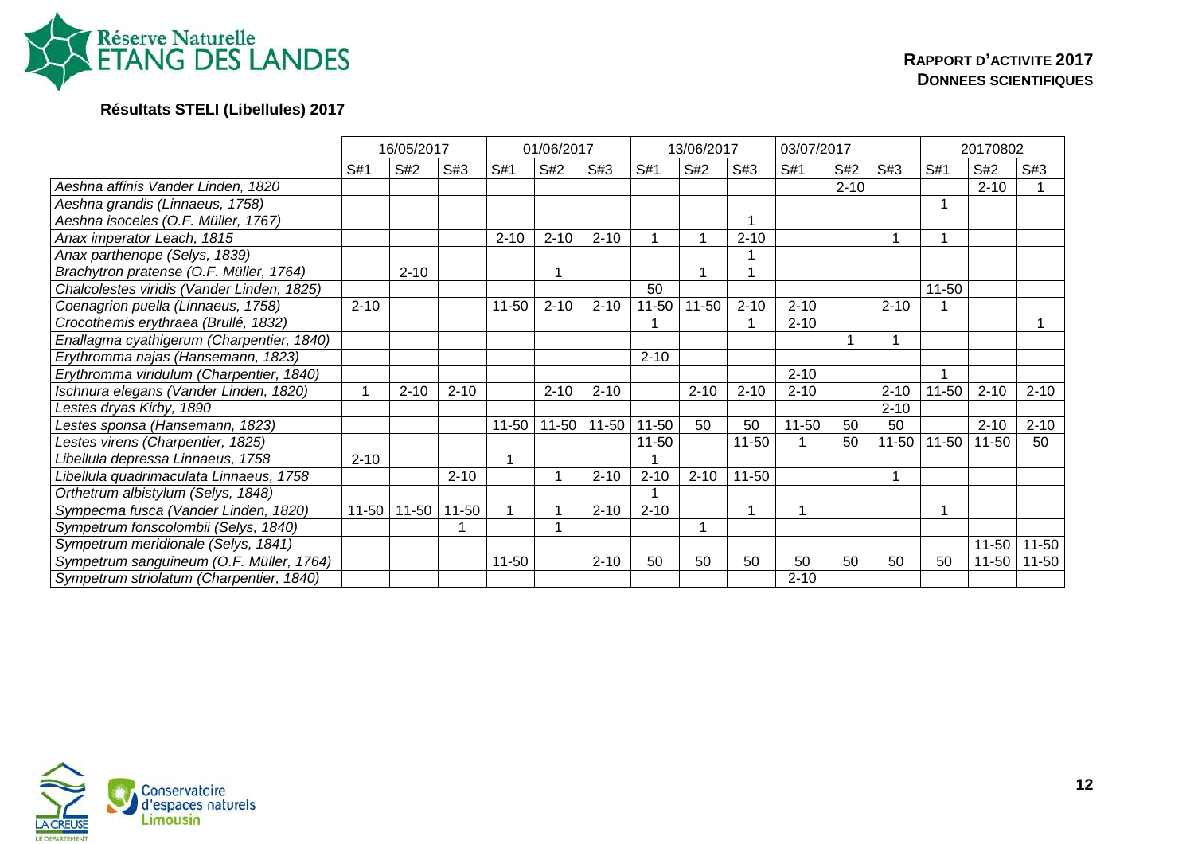**Résultats STELI (Libellules) 2017**

| | 16/05/2017 | | | 01/06/2017 | | | 13/06/2017 | | | 03/07/2017 | | | 20170802 | | |
|---|---|---|---|---|---|---|---|---|---|---|---|---|---|---|---|
| | S#1 | S#2 | S#3 | S#1 | S#2 | S#3 | S#1 | S#2 | S#3 | S#1 | S#2 | S#3 | S#1 | S#2 | S#3 |
| *Aeshna affinis Vander Linden, 1820* | | | | | | | | | | | 2-10 | | | 2-10 | 1 |
| *Aeshna grandis (Linnaeus, 1758)* | | | | | | | | | | | | | 1 | | |
| *Aeshna isoceles (O.F. Müller, 1767)* | | | | | | | | | 1 | | | | | | |
| *Anax imperator Leach, 1815* | | | | 2-10 | 2-10 | 2-10 | 1 | 1 | 2-10 | | | 1 | 1 | | |
| *Anax parthenope (Selys, 1839)* | | | | | | | | | 1 | | | | | | |
| *Brachytron pratense (O.F. Müller, 1764)* | | 2-10 | | | 1 | | | 1 | 1 | | | | | | |
| *Chalcolestes viridis (Vander Linden, 1825)* | | | | | | | 50 | | | | | | 11-50 | | |
| *Coenagrion puella (Linnaeus, 1758)* | 2-10 | | | 11-50 | 2-10 | 2-10 | 11-50 | 11-50 | 2-10 | 2-10 | | 2-10 | 1 | | |
| *Crocothemis erythraea (Brullé, 1832)* | | | | | | | 1 | | 1 | 2-10 | | | | | 1 |
| *Enallagma cyathigerum (Charpentier, 1840)* | | | | | | | | | | | 1 | 1 | | | |
| *Erythromma najas (Hansemann, 1823)* | | | | | | | 2-10 | | | | | | | | |
| *Erythromma viridulum (Charpentier, 1840)* | | | | | | | | | | 2-10 | | | 1 | | |
| *Ischnura elegans (Vander Linden, 1820)* | 1 | 2-10 | 2-10 | | 2-10 | 2-10 | | 2-10 | 2-10 | 2-10 | | 2-10 | 11-50 | 2-10 | 2-10 |
| *Lestes dryas Kirby, 1890* | | | | | | | | | | | | 2-10 | | | |
| *Lestes sponsa (Hansemann, 1823)* | | | | 11-50 | 11-50 | 11-50 | 11-50 | 50 | 50 | 11-50 | 50 | 50 | | 2-10 | 2-10 |
| *Lestes virens (Charpentier, 1825)* | | | | | | | 11-50 | | 11-50 | 1 | 50 | 11-50 | 11-50 | 11-50 | 50 |
| *Libellula depressa Linnaeus, 1758* | 2-10 | | | 1 | | | 1 | | | | | | | | |
| *Libellula quadrimaculata Linnaeus, 1758* | | | 2-10 | | 1 | 2-10 | 2-10 | 2-10 | 11-50 | | | 1 | | | |
| *Orthetrum albistylum (Selys, 1848)* | | | | | | | 1 | | | | | | | | |
| *Sympecma fusca (Vander Linden, 1820)* | 11-50 | 11-50 | 11-50 | 1 | 1 | 2-10 | 2-10 | | 1 | 1 | | | 1 | | |
| *Sympetrum fonscolombii (Selys, 1840)* | | | 1 | | 1 | | | 1 | | | | | | | |
| *Sympetrum meridionale (Selys, 1841)* | | | | | | | | | | | | | | 11-50 | 11-50 |
| *Sympetrum sanguineum (O.F. Müller, 1764)* | | | | 11-50 | | 2-10 | 50 | 50 | 50 | 50 | 50 | 50 | 50 | 11-50 | 11-50 |
| *Sympetrum striolatum (Charpentier, 1840)* | | | | | | | | | | 2-10 | | | | | |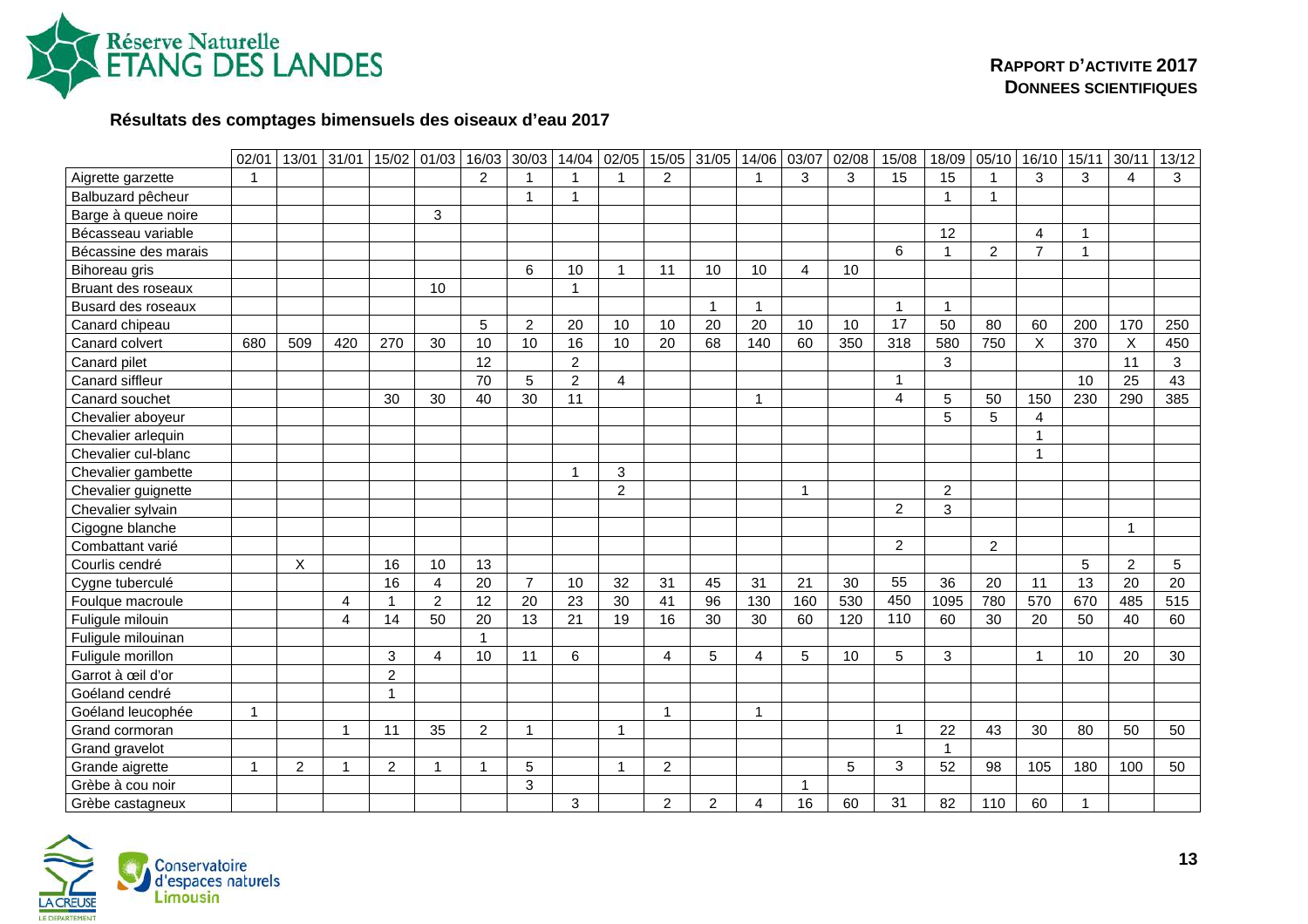### Résultats des comptages bimensuels des oiseaux d'eau 2017

| | 02/01 | 13/01 | 31/01 | 15/02 | 01/03 | 16/03 | 30/03 | 14/04 | 02/05 | 15/05 | 31/05 | 14/06 | 03/07 | 02/08 | 15/08 | 18/09 | 05/10 | 16/10 | 15/11 | 30/11 | 13/12 |
|---|---|---|---|---|---|---|---|---|---|---|---|---|---|---|---|---|---|---|---|---|---|
| Aigrette garzette | 1 | | | | | 2 | 1 | 1 | 1 | 2 | | 1 | 3 | 3 | 15 | 15 | 1 | 3 | 3 | 4 | 3 |
| Balbuzard pêcheur | | | | | | | 1 | 1 | | | | | | | | 1 | 1 | | | | |
| Barge à queue noire | | | | | 3 | | | | | | | | | | | | | | | | |
| Bécasseau variable | | | | | | | | | | | | | | | | 12 | | 4 | 1 | | |
| Bécassine des marais | | | | | | | | | | | | | | | 6 | 1 | 2 | 7 | 1 | | |
| Bihoreau gris | | | | | | | 6 | 10 | 1 | 11 | 10 | 10 | 4 | 10 | | | | | | | |
| Bruant des roseaux | | | | | 10 | | | 1 | | | | | | | | | | | | | |
| Busard des roseaux | | | | | | | | | | | 1 | 1 | | | 1 | 1 | | | | | |
| Canard chipeau | | | | | | 5 | 2 | 20 | 10 | 10 | 20 | 20 | 10 | 10 | 17 | 50 | 80 | 60 | 200 | 170 | 250 |
| Canard colvert | 680 | 509 | 420 | 270 | 30 | 10 | 10 | 16 | 10 | 20 | 68 | 140 | 60 | 350 | 318 | 580 | 750 | X | 370 | X | 450 |
| Canard pilet | | | | | | 12 | | 2 | | | | | | | | 3 | | | | 11 | 3 |
| Canard siffleur | | | | | | 70 | 5 | 2 | 4 | | | | | | 1 | | | | 10 | 25 | 43 |
| Canard souchet | | | | 30 | 30 | 40 | 30 | 11 | | | | 1 | | | 4 | 5 | 50 | 150 | 230 | 290 | 385 |
| Chevalier aboyeur | | | | | | | | | | | | | | | | 5 | 5 | 4 | | | |
| Chevalier arlequin | | | | | | | | | | | | | | | | | | 1 | | | |
| Chevalier cul-blanc | | | | | | | | | | | | | | | | | | 1 | | | |
| Chevalier gambette | | | | | | | | 1 | 3 | | | | | | | | | | | | |
| Chevalier guignette | | | | | | | | | 2 | | | | 1 | | | 2 | | | | | |
| Chevalier sylvain | | | | | | | | | | | | | | | 2 | 3 | | | | | |
| Cigogne blanche | | | | | | | | | | | | | | | | | | | | 1 | |
| Combattant varié | | | | | | | | | | | | | | | 2 | | 2 | | | | |
| Courlis cendré | | X | | 16 | 10 | 13 | | | | | | | | | | | | | 5 | 2 | 5 |
| Cygne tuberculé | | | | 16 | 4 | 20 | 7 | 10 | 32 | 31 | 45 | 31 | 21 | 30 | 55 | 36 | 20 | 11 | 13 | 20 | 20 |
| Foulque macroule | | | 4 | 1 | 2 | 12 | 20 | 23 | 30 | 41 | 96 | 130 | 160 | 530 | 450 | 1095 | 780 | 570 | 670 | 485 | 515 |
| Fuligule milouin | | | 4 | 14 | 50 | 20 | 13 | 21 | 19 | 16 | 30 | 30 | 60 | 120 | 110 | 60 | 30 | 20 | 50 | 40 | 60 |
| Fuligule milouinan | | | | | | 1 | | | | | | | | | | | | | | | |
| Fuligule morillon | | | | 3 | 4 | 10 | 11 | 6 | | 4 | 5 | 4 | 5 | 10 | 5 | 3 | | 1 | 10 | 20 | 30 |
| Garrot à œil d'or | | | | 2 | | | | | | | | | | | | | | | | | |
| Goéland cendré | | | | 1 | | | | | | | | | | | | | | | | | |
| Goéland leucophée | 1 | | | | | | | | | 1 | | 1 | | | | | | | | | |
| Grand cormoran | | | 1 | 11 | 35 | 2 | 1 | | 1 | | | | | | 1 | 22 | 43 | 30 | 80 | 50 | 50 |
| Grand gravelot | | | | | | | | | | | | | | | | 1 | | | | | |
| Grande aigrette | 1 | 2 | 1 | 2 | 1 | 1 | 5 | | 1 | 2 | | | | 5 | 3 | 52 | 98 | 105 | 180 | 100 | 50 |
| Grèbe à cou noir | | | | | | | 3 | | | | | | 1 | | | | | | | | |
| Grèbe castagneux | | | | | | | | 3 | | 2 | 2 | 4 | 16 | 60 | 31 | 82 | 110 | 60 | 1 | | |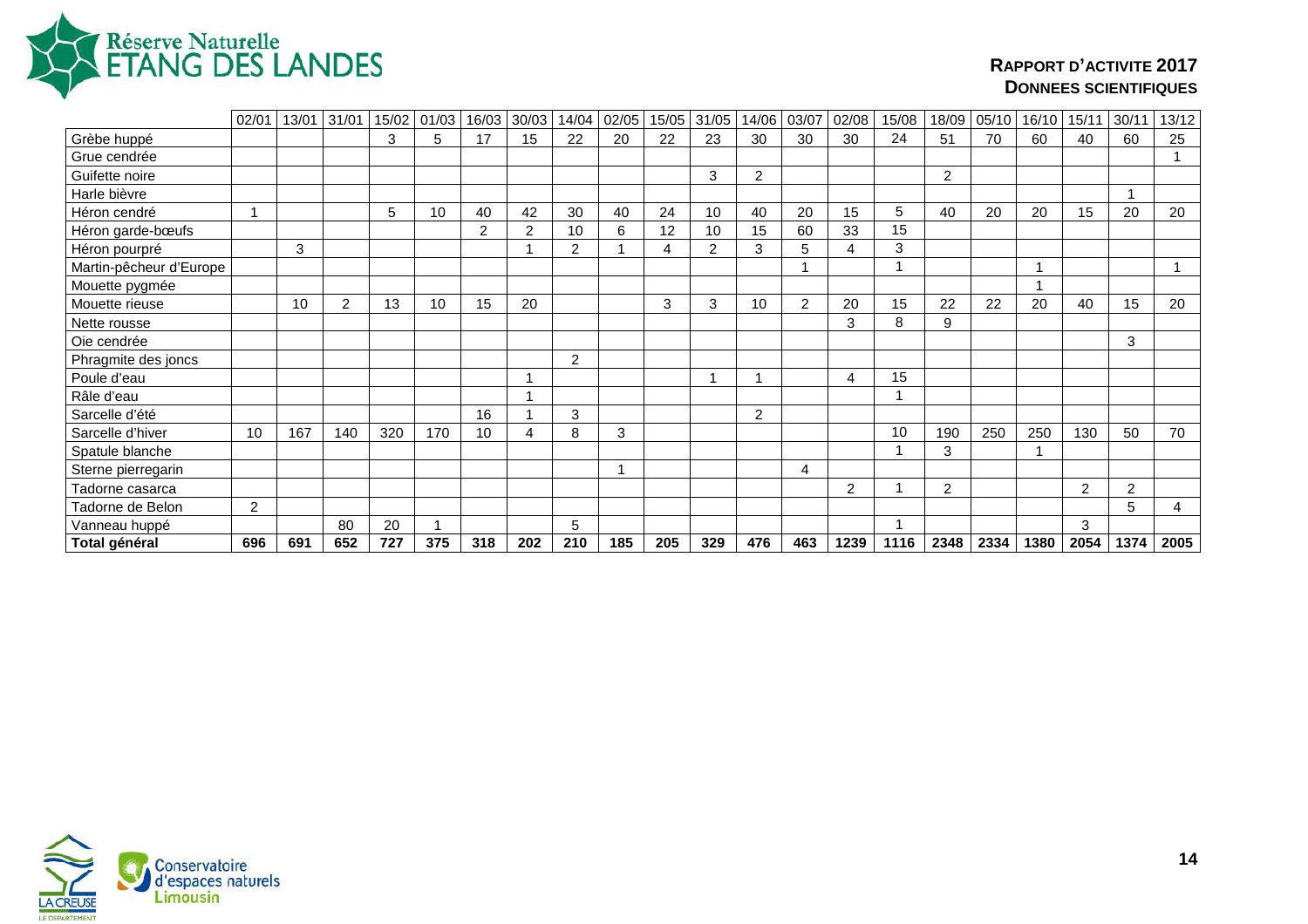**RAPPORT D'ACTIVITE 2017**
**DONNEES SCIENTIFIQUES**

| | 02/01 | 13/01 | 31/01 | 15/02 | 01/03 | 16/03 | 30/03 | 14/04 | 02/05 | 15/05 | 31/05 | 14/06 | 03/07 | 02/08 | 15/08 | 18/09 | 05/10 | 16/10 | 15/11 | 30/11 | 13/12 |
|---|---|---|---|---|---|---|---|---|---|---|---|---|---|---|---|---|---|---|---|---|---|
| Grèbe huppé | | | | 3 | 5 | 17 | 15 | 22 | 20 | 22 | 23 | 30 | 30 | 30 | 24 | 51 | 70 | 60 | 40 | 60 | 25 |
| Grue cendrée | | | | | | | | | | | | | | | | | | | | | 1 |
| Guifette noire | | | | | | | | | | | 3 | 2 | | | | 2 | | | | | |
| Harle bièvre | | | | | | | | | | | | | | | | | | | | 1 | |
| Héron cendré | 1 | | | 5 | 10 | 40 | 42 | 30 | 40 | 24 | 10 | 40 | 20 | 15 | 5 | 40 | 20 | 20 | 15 | 20 | 20 |
| Héron garde-bœufs | | | | | | 2 | 2 | 10 | 6 | 12 | 10 | 15 | 60 | 33 | 15 | | | | | | |
| Héron pourpré | | 3 | | | | | 1 | 2 | 1 | 4 | 2 | 3 | 5 | 4 | 3 | | | | | | |
| Martin-pêcheur d'Europe | | | | | | | | | | | | | 1 | | 1 | | | 1 | | | 1 |
| Mouette pygmée | | | | | | | | | | | | | | | | | | 1 | | | |
| Mouette rieuse | | 10 | 2 | 13 | 10 | 15 | 20 | | | 3 | 3 | 10 | 2 | 20 | 15 | 22 | 22 | 20 | 40 | 15 | 20 |
| Nette rousse | | | | | | | | | | | | | | 3 | 8 | 9 | | | | | |
| Oie cendrée | | | | | | | | | | | | | | | | | | | | 3 | |
| Phragmite des joncs | | | | | | | | 2 | | | | | | | | | | | | | |
| Poule d'eau | | | | | | | 1 | | | | 1 | 1 | | 4 | 15 | | | | | | |
| Râle d'eau | | | | | | | 1 | | | | | | | | 1 | | | | | | |
| Sarcelle d'été | | | | | | 16 | 1 | 3 | | | | 2 | | | | | | | | | |
| Sarcelle d'hiver | 10 | 167 | 140 | 320 | 170 | 10 | 4 | 8 | 3 | | | | | | 10 | 190 | 250 | 250 | 130 | 50 | 70 |
| Spatule blanche | | | | | | | | | | | | | | | 1 | 3 | | 1 | | | |
| Sterne pierregarin | | | | | | | | | 1 | | | | 4 | | | | | | | | |
| Tadorne casarca | | | | | | | | | | | | | | 2 | 1 | 2 | | | 2 | 2 | |
| Tadorne de Belon | 2 | | | | | | | | | | | | | | | | | | | 5 | 4 |
| Vanneau huppé | | | 80 | 20 | 1 | | | 5 | | | | | | | 1 | | | | 3 | | |
| **Total général** | **696** | **691** | **652** | **727** | **375** | **318** | **202** | **210** | **185** | **205** | **329** | **476** | **463** | **1239** | **1116** | **2348** | **2334** | **1380** | **2054** | **1374** | **2005** |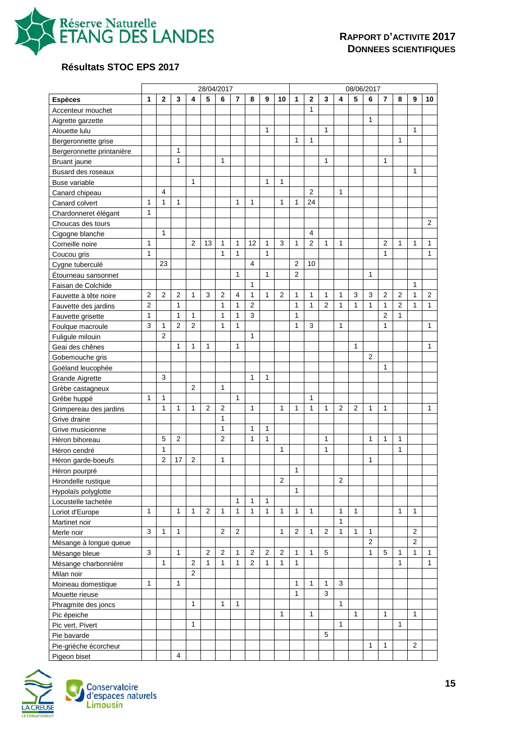## Résultats STOC EPS 2017

| | 28/04/2017 | | | | | | | | | | 08/06/2017 | | | | | | | | | |
|---|---|---|---|---|---|---|---|---|---|---|---|---|---|---|---|---|---|---|---|---|
| **Espèces** | **1** | **2** | **3** | **4** | **5** | **6** | **7** | **8** | **9** | **10** | **1** | **2** | **3** | **4** | **5** | **6** | **7** | **8** | **9** | **10** |
| Accenteur mouchet | | | | | | | | | | | | 1 | | | | | | | | |
| Aigrette garzette | | | | | | | | | | | | | | | | 1 | | | | |
| Alouette lulu | | | | | | | | | 1 | | | | 1 | | | | | | 1 | |
| Bergeronnette grise | | | | | | | | | | | 1 | 1 | | | | | | 1 | | |
| Bergeronnette printanière | | | 1 | | | | | | | | | | | | | | | | | |
| Bruant jaune | | | 1 | | | 1 | | | | | | | 1 | | | | 1 | | | |
| Busard des roseaux | | | | | | | | | | | | | | | | | | | 1 | |
| Buse variable | | | | 1 | | | | | 1 | 1 | | | | | | | | | | |
| Canard chipeau | | 4 | | | | | | | | | | 2 | | 1 | | | | | | |
| Canard colvert | 1 | 1 | 1 | | | | 1 | 1 | | 1 | 1 | 24 | | | | | | | | |
| Chardonneret élégant | 1 | | | | | | | | | | | | | | | | | | | |
| Choucas des tours | | | | | | | | | | | | | | | | | | | | 2 |
| Cigogne blanche | | 1 | | | | | | | | | | 4 | | | | | | | | |
| Corneille noire | 1 | | | 2 | 13 | 1 | 1 | 12 | 1 | 3 | 1 | 2 | 1 | 1 | | | 2 | 1 | 1 | 1 |
| Coucou gris | 1 | | | | | 1 | 1 | | 1 | | | | | | | | 1 | | | 1 |
| Cygne tuberculé | | 23 | | | | | | 4 | | | 2 | 10 | | | | | | | | |
| Étourneau sansonnet | | | | | | | 1 | | 1 | | 2 | | | | | 1 | | | | |
| Faisan de Colchide | | | | | | | | 1 | | | | | | | | | | | 1 | |
| Fauvette à tête noire | 2 | 2 | 2 | 1 | 3 | 2 | 4 | 1 | 1 | 2 | 1 | 1 | 1 | 1 | 3 | 3 | 2 | 2 | 1 | 2 |
| Fauvette des jardins | 2 | | 1 | | | 1 | 1 | 2 | | | 1 | 1 | 2 | 1 | 1 | 1 | 1 | 2 | 1 | 1 |
| Fauvette grisette | 1 | | 1 | 1 | | 1 | 1 | 3 | | | 1 | | | | | | 2 | 1 | | |
| Foulque macroule | 3 | 1 | 2 | 2 | | 1 | 1 | | | | 1 | 3 | | 1 | | | 1 | | | 1 |
| Fuligule milouin | | 2 | | | | | | 1 | | | | | | | | | | | | |
| Geai des chênes | | | 1 | 1 | 1 | | 1 | | | | | | | | 1 | | | | | 1 |
| Gobemouche gris | | | | | | | | | | | | | | | | 2 | | | | |
| Goéland leucophée | | | | | | | | | | | | | | | | | 1 | | | |
| Grande Aigrette | | 3 | | | | | | 1 | 1 | | | | | | | | | | | |
| Grèbe castagneux | | | | 2 | | 1 | | | | | | | | | | | | | | |
| Grèbe huppé | 1 | 1 | | | | | 1 | | | | | 1 | | | | | | | | |
| Grimpereau des jardins | | 1 | 1 | 1 | 2 | 2 | | 1 | | 1 | 1 | 1 | 1 | 2 | 2 | 1 | 1 | | | 1 |
| Grive draine | | | | | | 1 | | | | | | | | | | | | | | |
| Grive musicienne | | | | | | 1 | | 1 | 1 | | | | | | | | | | | |
| Héron bihoreau | | 5 | 2 | | | 2 | | 1 | 1 | | | | 1 | | | 1 | 1 | 1 | | |
| Héron cendré | | 1 | | | | | | | | 1 | | | 1 | | | | | 1 | | |
| Héron garde-boeufs | | 2 | 17 | 2 | | 1 | | | | | | | | | | 1 | | | | |
| Héron pourpré | | | | | | | | | | | 1 | | | | | | | | | |
| Hirondelle rustique | | | | | | | | | | 2 | | | | 2 | | | | | | |
| Hypolaïs polyglotte | | | | | | | | | | | 1 | | | | | | | | | |
| Locustelle tachetée | | | | | | | 1 | 1 | 1 | | | | | | | | | | | |
| Loriot d'Europe | 1 | | 1 | 1 | 2 | 1 | 1 | 1 | 1 | 1 | 1 | 1 | | 1 | 1 | | | 1 | 1 | |
| Martinet noir | | | | | | | | | | | | | | 1 | | | | | | |
| Merle noir | 3 | 1 | 1 | | | 2 | 2 | | | 1 | 2 | 1 | 2 | 1 | 1 | 1 | | | 2 | |
| Mésange à longue queue | | | | | | | | | | | | | | | | 2 | | | 2 | |
| Mésange bleue | 3 | | 1 | | 2 | 2 | 1 | 2 | 2 | 2 | 1 | 1 | 5 | | | 1 | 5 | 1 | 1 | 1 |
| Mésange charbonnière | | 1 | | 2 | 1 | 1 | 1 | 2 | 1 | 1 | 1 | | | | | | | 1 | | 1 |
| Milan noir | | | | 2 | | | | | | | | | | | | | | | | |
| Moineau domestique | 1 | | 1 | | | | | | | | 1 | 1 | 1 | 3 | | | | | | |
| Mouette rieuse | | | | | | | | | | | 1 | | 3 | | | | | | | |
| Phragmite des joncs | | | | 1 | | 1 | 1 | | | | | | | 1 | | | | | | |
| Pic épeiche | | | | | | | | | | 1 | | 1 | | | 1 | | 1 | | 1 | |
| Pic vert, Pivert | | | | 1 | | | | | | | | | | 1 | | | | 1 | | |
| Pie bavarde | | | | | | | | | | | | | 5 | | | | | | | |
| Pie-grièche écorcheur | | | | | | | | | | | | | | | | 1 | 1 | | 2 | |
| Pigeon biset | | | 4 | | | | | | | | | | | | | | | | | |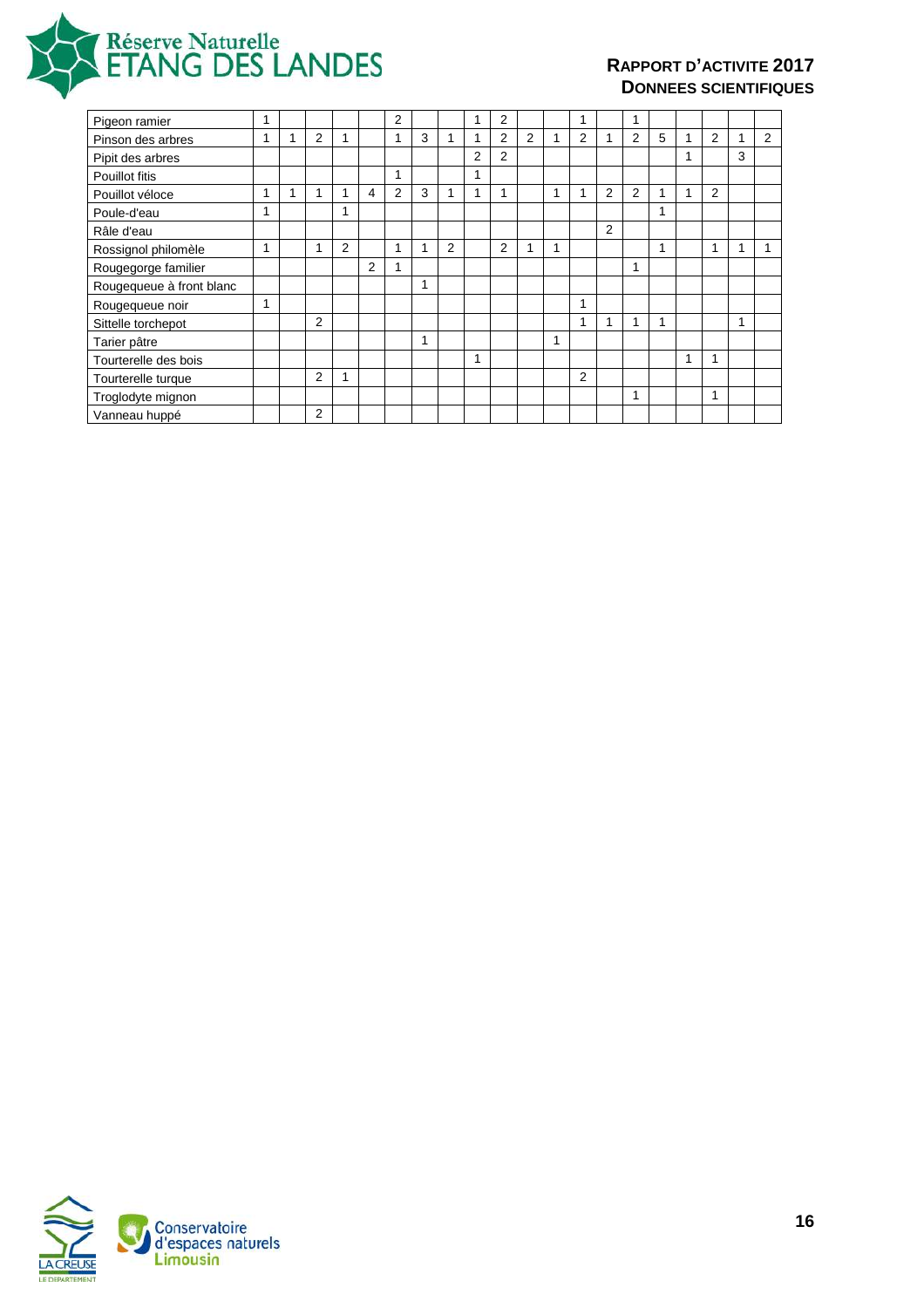| | | | | | | | | | | | | | | | | | | | | |
|---|---|---|---|---|---|---|---|---|---|---|---|---|---|---|---|---|---|---|---|---|
| Pigeon ramier | 1 | | | | | 2 | | | 1 | 2 | | | 1 | | 1 | | | | | |
| Pinson des arbres | 1 | 1 | 2 | 1 | | 1 | 3 | 1 | 1 | 2 | 2 | 1 | 2 | 1 | 2 | 5 | 1 | 2 | 1 | 2 |
| Pipit des arbres | | | | | | | | | 2 | 2 | | | | | | | 1 | | 3 | |
| Pouillot fitis | | | | | | 1 | | | 1 | | | | | | | | | | | |
| Pouillot véloce | 1 | 1 | 1 | 1 | 4 | 2 | 3 | 1 | 1 | 1 | | 1 | 1 | 2 | 2 | 1 | 1 | 2 | | |
| Poule-d'eau | 1 | | | 1 | | | | | | | | | | | | 1 | | | | |
| Râle d'eau | | | | | | | | | | | | | | 2 | | | | | | |
| Rossignol philomèle | 1 | | 1 | 2 | | 1 | 1 | 2 | | 2 | 1 | 1 | | | | 1 | | 1 | 1 | 1 |
| Rougegorge familier | | | | | 2 | 1 | | | | | | | | | 1 | | | | | |
| Rougequeue à front blanc | | | | | | | 1 | | | | | | | | | | | | | |
| Rougequeue noir | 1 | | | | | | | | | | | | 1 | | | | | | | |
| Sittelle torchepot | | | 2 | | | | | | | | | | 1 | 1 | 1 | 1 | | | 1 | |
| Tarier pâtre | | | | | | | 1 | | | | | 1 | | | | | | | | |
| Tourterelle des bois | | | | | | | | | 1 | | | | | | | | 1 | 1 | | |
| Tourterelle turque | | | 2 | 1 | | | | | | | | | 2 | | | | | | | |
| Troglodyte mignon | | | | | | | | | | | | | | | 1 | | | 1 | | |
| Vanneau huppé | | | 2 | | | | | | | | | | | | | | | | | |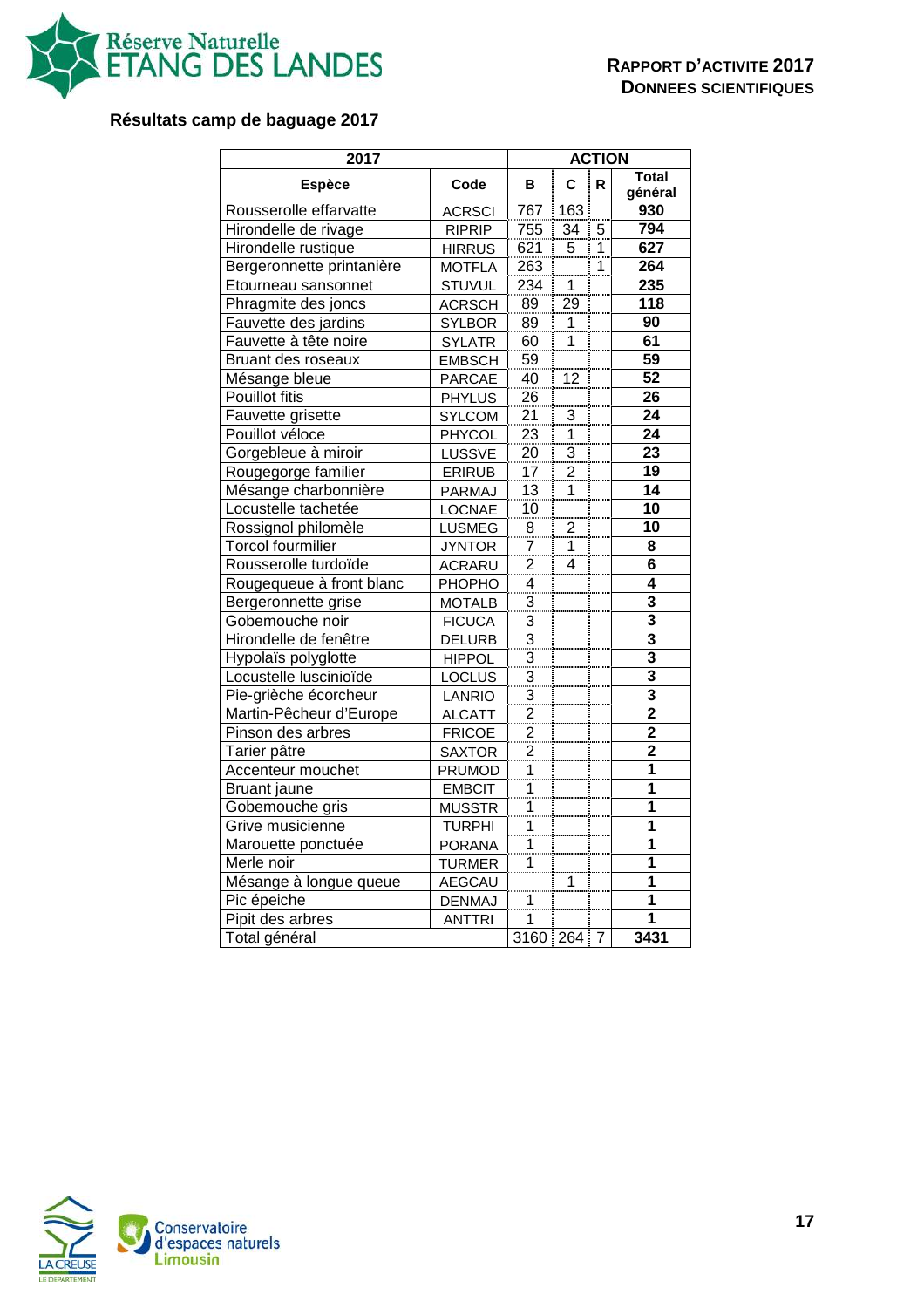## Résultats camp de baguage 2017

| 2017 | | ACTION | | | |
|---|---|---|---|---|---|
| Espèce | Code | B | C | R | Total général |
| Rousserolle effarvatte | ACRSCI | 767 | 163 | | **930** |
| Hirondelle de rivage | RIPRIP | 755 | 34 | 5 | **794** |
| Hirondelle rustique | HIRRUS | 621 | 5 | 1 | **627** |
| Bergeronnette printanière | MOTFLA | 263 | | 1 | **264** |
| Etourneau sansonnet | STUVUL | 234 | 1 | | **235** |
| Phragmite des joncs | ACRSCH | 89 | 29 | | **118** |
| Fauvette des jardins | SYLBOR | 89 | 1 | | **90** |
| Fauvette à tête noire | SYLATR | 60 | 1 | | **61** |
| Bruant des roseaux | EMBSCH | 59 | | | **59** |
| Mésange bleue | PARCAE | 40 | 12 | | **52** |
| Pouillot fitis | PHYLUS | 26 | | | **26** |
| Fauvette grisette | SYLCOM | 21 | 3 | | **24** |
| Pouillot véloce | PHYCOL | 23 | 1 | | **24** |
| Gorgebleue à miroir | LUSSVE | 20 | 3 | | **23** |
| Rougegorge familier | ERIRUB | 17 | 2 | | **19** |
| Mésange charbonnière | PARMAJ | 13 | 1 | | **14** |
| Locustelle tachetée | LOCNAE | 10 | | | **10** |
| Rossignol philomèle | LUSMEG | 8 | 2 | | **10** |
| Torcol fourmilier | JYNTOR | 7 | 1 | | **8** |
| Rousserolle turdoïde | ACRARU | 2 | 4 | | **6** |
| Rougequeue à front blanc | PHOPHO | 4 | | | **4** |
| Bergeronnette grise | MOTALB | 3 | | | **3** |
| Gobemouche noir | FICUCA | 3 | | | **3** |
| Hirondelle de fenêtre | DELURB | 3 | | | **3** |
| Hypolaïs polyglotte | HIPPOL | 3 | | | **3** |
| Locustelle luscinioïde | LOCLUS | 3 | | | **3** |
| Pie-grièche écorcheur | LANRIO | 3 | | | **3** |
| Martin-Pêcheur d'Europe | ALCATT | 2 | | | **2** |
| Pinson des arbres | FRICOE | 2 | | | **2** |
| Tarier pâtre | SAXTOR | 2 | | | **2** |
| Accenteur mouchet | PRUMOD | 1 | | | **1** |
| Bruant jaune | EMBCIT | 1 | | | **1** |
| Gobemouche gris | MUSSTR | 1 | | | **1** |
| Grive musicienne | TURPHI | 1 | | | **1** |
| Marouette ponctuée | PORANA | 1 | | | **1** |
| Merle noir | TURMER | 1 | | | **1** |
| Mésange à longue queue | AEGCAU | | 1 | | **1** |
| Pic épeiche | DENMAJ | 1 | | | **1** |
| Pipit des arbres | ANTTRI | 1 | | | **1** |
| Total général | | 3160 | 264 | 7 | **3431** |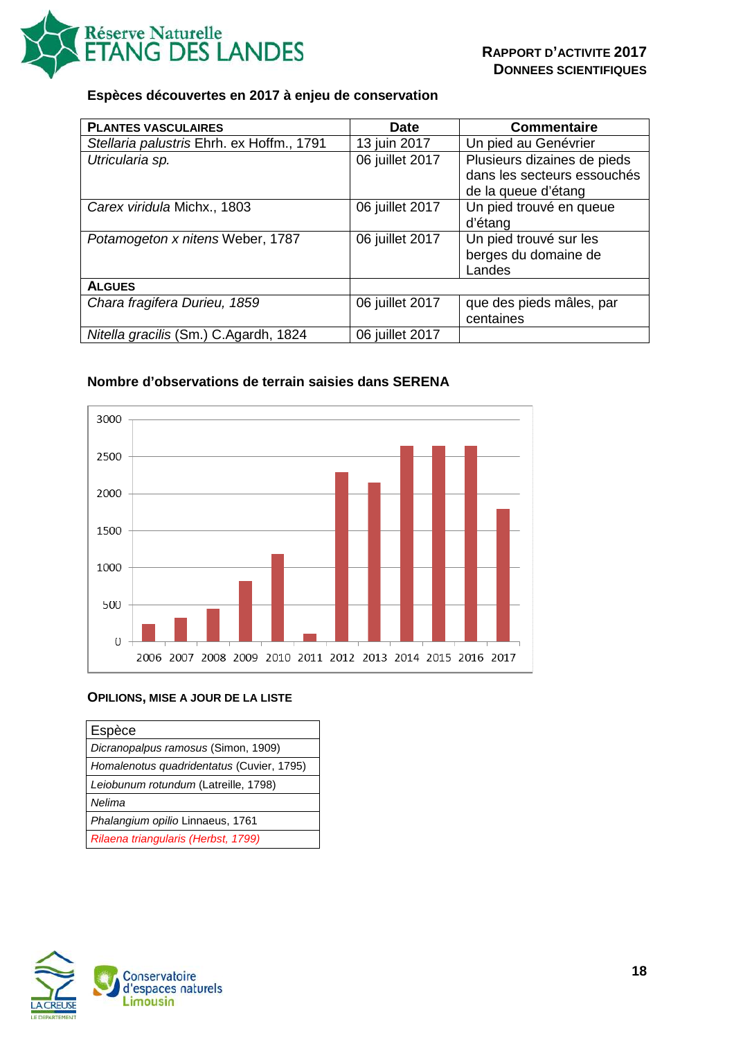## Espèces découvertes en 2017 à enjeu de conservation

| PLANTES VASCULAIRES | Date | Commentaire |
|---|---|---|
| *Stellaria palustris* Ehrh. ex Hoffm., 1791 | 13 juin 2017 | Un pied au Genévrier |
| *Utricularia sp.* | 06 juillet 2017 | Plusieurs dizaines de pieds dans les secteurs essouchés de la queue d'étang |
| *Carex viridula* Michx., 1803 | 06 juillet 2017 | Un pied trouvé en queue d'étang |
| *Potamogeton x nitens* Weber, 1787 | 06 juillet 2017 | Un pied trouvé sur les berges du domaine de Landes |
| **ALGUES** | | |
| *Chara fragifera Durieu, 1859* | 06 juillet 2017 | que des pieds mâles, par centaines |
| *Nitella gracilis* (Sm.) C.Agardh, 1824 | 06 juillet 2017 | |

## Nombre d'observations de terrain saisies dans SERENA

| Année | Nombre d'observations (approx.) |
|---|---|
| 2006 | 230 |
| 2007 | 320 |
| 2008 | 440 |
| 2009 | 820 |
| 2010 | 1180 |
| 2011 | 100 |
| 2012 | 2290 |
| 2013 | 2160 |
| 2014 | 2650 |
| 2015 | 2650 |
| 2016 | 2650 |
| 2017 | 1790 |

### OPILIONS, MISE A JOUR DE LA LISTE

| Espèce |
|---|
| *Dicranopalpus ramosus* (Simon, 1909) |
| *Homalenotus quadridentatus* (Cuvier, 1795) |
| *Leiobunum rotundum* (Latreille, 1798) |
| *Nelima* |
| *Phalangium opilio* Linnaeus, 1761 |
| *Rilaena triangularis (Herbst, 1799)* |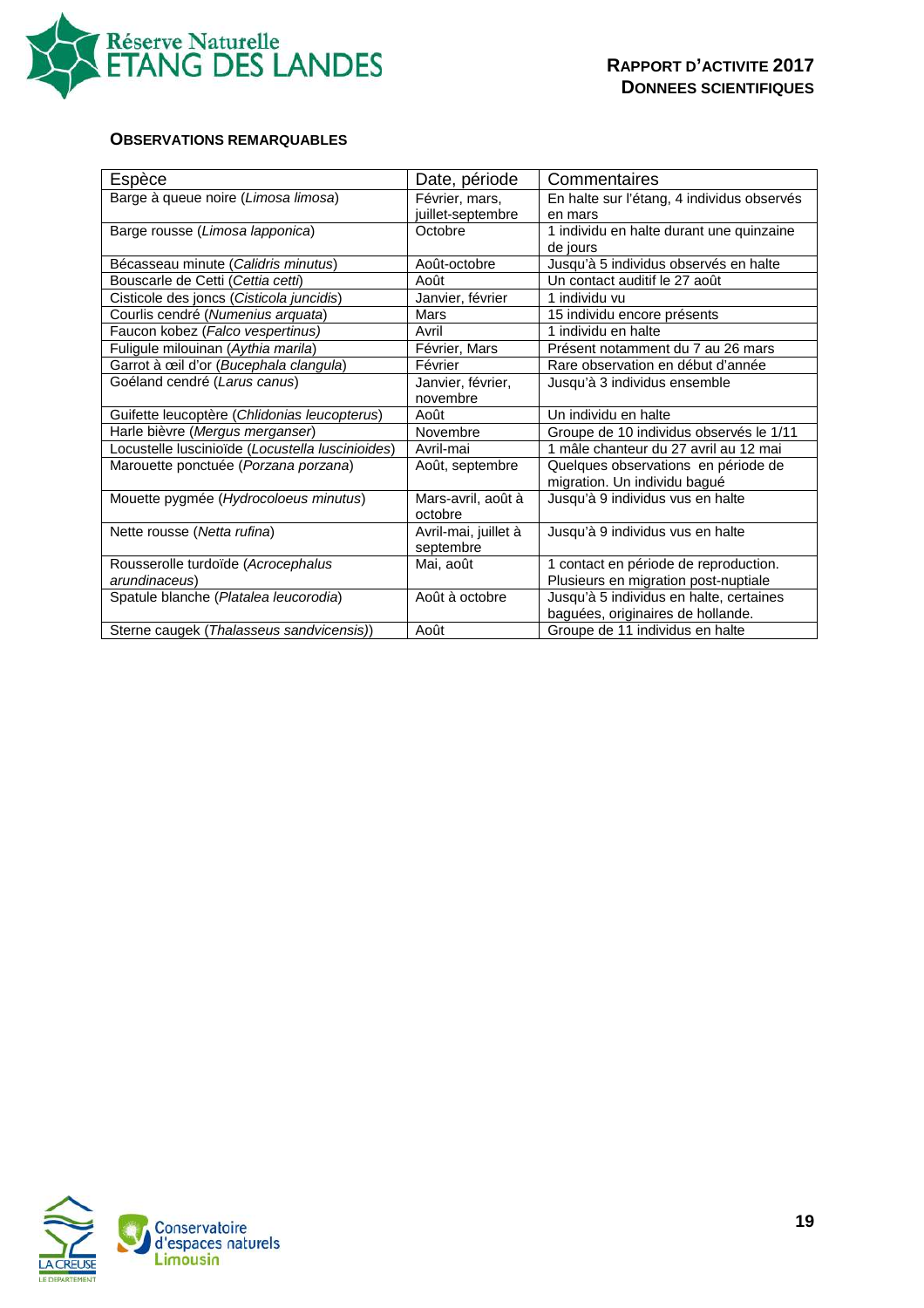### OBSERVATIONS REMARQUABLES

| Espèce | Date, période | Commentaires |
|---|---|---|
| Barge à queue noire (*Limosa limosa*) | Février, mars, juillet-septembre | En halte sur l'étang, 4 individus observés en mars |
| Barge rousse (*Limosa lapponica*) | Octobre | 1 individu en halte durant une quinzaine de jours |
| Bécasseau minute (*Calidris minutus*) | Août-octobre | Jusqu'à 5 individus observés en halte |
| Bouscarle de Cetti (*Cettia cetti*) | Août | Un contact auditif le 27 août |
| Cisticole des joncs (*Cisticola juncidis*) | Janvier, février | 1 individu vu |
| Courlis cendré (*Numenius arquata*) | Mars | 15 individu encore présents |
| Faucon kobez (*Falco vespertinus)* | Avril | 1 individu en halte |
| Fuligule milouinan (*Aythia marila*) | Février, Mars | Présent notamment du 7 au 26 mars |
| Garrot à œil d'or (*Bucephala clangula*) | Février | Rare observation en début d'année |
| Goéland cendré (*Larus canus*) | Janvier, février, novembre | Jusqu'à 3 individus ensemble |
| Guifette leucoptère (*Chlidonias leucopterus*) | Août | Un individu en halte |
| Harle bièvre (*Mergus merganser*) | Novembre | Groupe de 10 individus observés le 1/11 |
| Locustelle luscinioïde (*Locustella luscinioides*) | Avril-mai | 1 mâle chanteur du 27 avril au 12 mai |
| Marouette ponctuée (*Porzana porzana*) | Août, septembre | Quelques observations en période de migration. Un individu bagué |
| Mouette pygmée (*Hydrocoloeus minutus*) | Mars-avril, août à octobre | Jusqu'à 9 individus vus en halte |
| Nette rousse (*Netta rufina*) | Avril-mai, juillet à septembre | Jusqu'à 9 individus vus en halte |
| Rousserolle turdoïde (*Acrocephalus arundinaceus*) | Mai, août | 1 contact en période de reproduction. Plusieurs en migration post-nuptiale |
| Spatule blanche (*Platalea leucorodia*) | Août à octobre | Jusqu'à 5 individus en halte, certaines baguées, originaires de hollande. |
| Sterne caugek (*Thalasseus sandvicensis*)) | Août | Groupe de 11 individus en halte |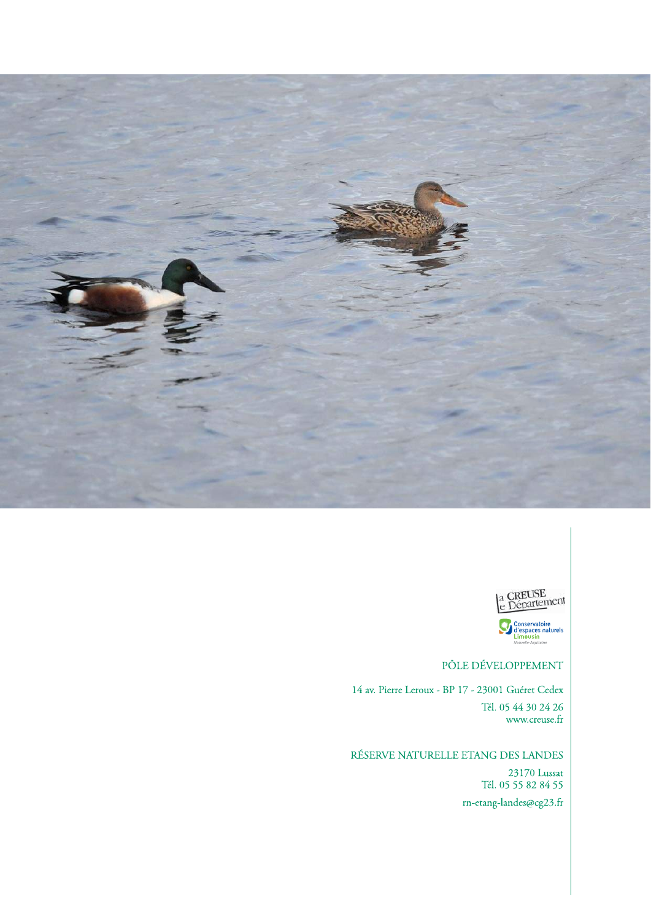PÔLE DÉVELOPPEMENT

14 av. Pierre Leroux - BP 17 - 23001 Guéret Cedex
Tél. 05 44 30 24 26
www.creuse.fr

RÉSERVE NATURELLE ETANG DES LANDES

23170 Lussat
Tél. 05 55 82 84 55

rn-etang-landes@cg23.fr